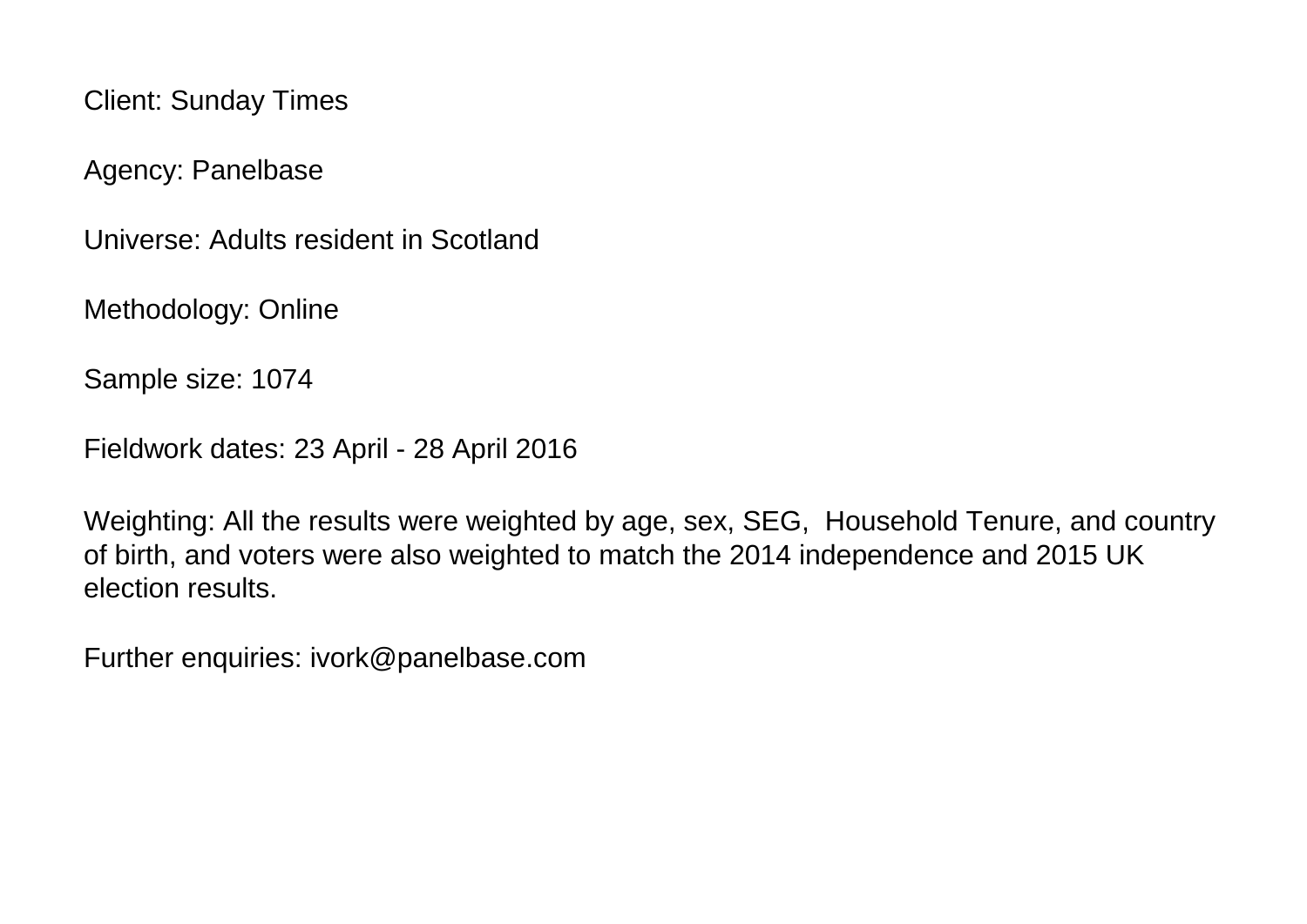Client: Sunday Times

Agency: Panelbase

Universe: Adults resident in Scotland

Methodology: Online

Sample size: 1074

Fieldwork dates: 23 April - 28 April 2016

Weighting: All the results were weighted by age, sex, SEG, Household Tenure, and country of birth, and voters were also weighted to match the 2014 independence and 2015 UK election results.

Further enquiries: ivork@panelbase.com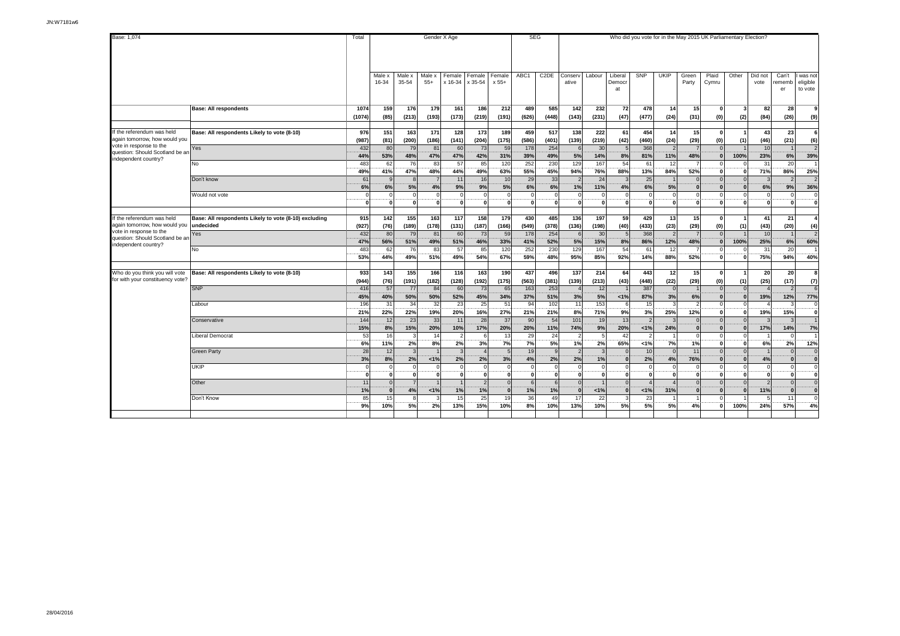JN:W7181w6

| Base: 1,074 | | Total | Gender X Age | | | | | | SEG | | Who did you vote for in the May 2015 UK Parliamentary Election? | | | | | | | | | | |
|---|---|---|---|---|---|---|---|---|---|---|---|---|---|---|---|---|---|---|---|---|---|
| | | | Male x 16-34 | Male x 35-54 | Male x 55+ | Female x 16-34 | Female x 35-54 | Female x 55+ | ABC1 | C2DE | Conservative | Labour | Liberal Democrat | SNP | UKIP | Green Party | Plaid Cymru | Other | Did not vote | Can't remember | I was not eligible to vote |
| | **Base: All respondents** | **1074** | **159** | **176** | **179** | **161** | **186** | **212** | **489** | **585** | **142** | **232** | **72** | **478** | **14** | **15** | **0** | **3** | **82** | **28** | **9** |
| | | **(1074)** | **(85)** | **(213)** | **(193)** | **(173)** | **(219)** | **(191)** | **(626)** | **(448)** | **(143)** | **(231)** | **(47)** | **(477)** | **(24)** | **(31)** | **(0)** | **(2)** | **(84)** | **(26)** | **(9)** |
| If the referendum was held again tomorrow, how would you vote in response to the question: Should Scotland be an independent country? | **Base: All respondents Likely to vote (8-10)** | **976** | **151** | **163** | **171** | **128** | **173** | **189** | **459** | **517** | **138** | **222** | **61** | **454** | **14** | **15** | **0** | **1** | **43** | **23** | **6** |
| | | **(987)** | **(81)** | **(200)** | **(186)** | **(141)** | **(204)** | **(175)** | **(586)** | **(401)** | **(139)** | **(219)** | **(42)** | **(460)** | **(24)** | **(29)** | **(0)** | **(1)** | **(46)** | **(21)** | **(6)** |
| | Yes | 432 | 80 | 79 | 81 | 60 | 73 | 59 | 178 | 254 | 6 | 30 | 5 | 368 | 2 | 7 | 0 | 1 | 10 | 1 | 2 |
| | | **44%** | **53%** | **48%** | **47%** | **47%** | **42%** | **31%** | **39%** | **49%** | **5%** | **14%** | **8%** | **81%** | **11%** | **48%** | **0** | **100%** | **23%** | **6%** | **39%** |
| | No | 483 | 62 | 76 | 83 | 57 | 85 | 120 | 252 | 230 | 129 | 167 | 54 | 61 | 12 | 7 | 0 | 0 | 31 | 20 | 1 |
| | | **49%** | **41%** | **47%** | **48%** | **44%** | **49%** | **63%** | **55%** | **45%** | **94%** | **76%** | **88%** | **13%** | **84%** | **52%** | **0** | **0** | **71%** | **86%** | **25%** |
| | Don't know | 61 | 9 | 8 | 7 | 11 | 16 | 10 | 29 | 33 | 2 | 24 | 3 | 25 | 1 | 0 | 0 | 0 | 3 | 2 | 2 |
| | | **6%** | **6%** | **5%** | **4%** | **9%** | **9%** | **5%** | **6%** | **6%** | **1%** | **11%** | **4%** | **6%** | **5%** | **0** | **0** | **0** | **6%** | **9%** | **36%** |
| | Would not vote | 0 | 0 | 0 | 0 | 0 | 0 | 0 | 0 | 0 | 0 | 0 | 0 | 0 | 0 | 0 | 0 | 0 | 0 | 0 | 0 |
| | | **0** | **0** | **0** | **0** | **0** | **0** | **0** | **0** | **0** | **0** | **0** | **0** | **0** | **0** | **0** | **0** | **0** | **0** | **0** | **0** |
| If the referendum was held again tomorrow, how would you vote in response to the question: Should Scotland be an independent country? | **Base: All respondents Likely to vote (8-10) excluding undecided** | **915** | **142** | **155** | **163** | **117** | **158** | **179** | **430** | **485** | **136** | **197** | **59** | **429** | **13** | **15** | **0** | **1** | **41** | **21** | **4** |
| | | **(927)** | **(76)** | **(189)** | **(178)** | **(131)** | **(187)** | **(166)** | **(549)** | **(378)** | **(136)** | **(198)** | **(40)** | **(433)** | **(23)** | **(29)** | **(0)** | **(1)** | **(43)** | **(20)** | **(4)** |
| | Yes | 432 | 80 | 79 | 81 | 60 | 73 | 59 | 178 | 254 | 6 | 30 | 5 | 368 | 2 | 7 | 0 | 1 | 10 | 1 | 2 |
| | | **47%** | **56%** | **51%** | **49%** | **51%** | **46%** | **33%** | **41%** | **52%** | **5%** | **15%** | **8%** | **86%** | **12%** | **48%** | **0** | **100%** | **25%** | **6%** | **60%** |
| | No | 483 | 62 | 76 | 83 | 57 | 85 | 120 | 252 | 230 | 129 | 167 | 54 | 61 | 12 | 7 | 0 | 0 | 31 | 20 | 1 |
| | | **53%** | **44%** | **49%** | **51%** | **49%** | **54%** | **67%** | **59%** | **48%** | **95%** | **85%** | **92%** | **14%** | **88%** | **52%** | **0** | **0** | **75%** | **94%** | **40%** |
| Who do you think you will vote for with your constituency vote? | **Base: All respondents Likely to vote (8-10)** | **933** | **143** | **155** | **166** | **116** | **163** | **190** | **437** | **496** | **137** | **214** | **64** | **443** | **12** | **15** | **0** | **1** | **20** | **20** | **8** |
| | | **(944)** | **(76)** | **(191)** | **(182)** | **(128)** | **(192)** | **(175)** | **(563)** | **(381)** | **(139)** | **(213)** | **(43)** | **(448)** | **(22)** | **(29)** | **(0)** | **(1)** | **(25)** | **(17)** | **(7)** |
| | SNP | 416 | 57 | 77 | 84 | 60 | 73 | 65 | 163 | 253 | 4 | 12 | 1 | 387 | 0 | 1 | 0 | 0 | 4 | 2 | 6 |
| | | **45%** | **40%** | **50%** | **50%** | **52%** | **45%** | **34%** | **37%** | **51%** | **3%** | **5%** | **<1%** | **87%** | **3%** | **6%** | **0** | **0** | **19%** | **12%** | **77%** |
| | Labour | 196 | 31 | 34 | 32 | 23 | 25 | 51 | 94 | 102 | 11 | 153 | 6 | 15 | 3 | 2 | 0 | 0 | 4 | 3 | 0 |
| | | **21%** | **22%** | **22%** | **19%** | **20%** | **16%** | **27%** | **21%** | **21%** | **8%** | **71%** | **9%** | **3%** | **25%** | **12%** | **0** | **0** | **19%** | **15%** | **0** |
| | Conservative | 144 | 12 | 23 | 33 | 11 | 28 | 37 | 90 | 54 | 101 | 19 | 13 | 2 | 3 | 0 | 0 | 0 | 3 | 3 | 1 |
| | | **15%** | **8%** | **15%** | **20%** | **10%** | **17%** | **20%** | **20%** | **11%** | **74%** | **9%** | **20%** | **<1%** | **24%** | **0** | **0** | **0** | **17%** | **14%** | **7%** |
| | Liberal Democrat | 53 | 16 | 3 | 14 | 2 | 6 | 13 | 29 | 24 | 2 | 5 | 42 | 2 | 1 | 0 | 0 | 0 | 1 | 0 | 1 |
| | | **6%** | **11%** | **2%** | **8%** | **2%** | **3%** | **7%** | **7%** | **5%** | **1%** | **2%** | **65%** | **<1%** | **7%** | **1%** | **0** | **0** | **6%** | **2%** | **12%** |
| | Green Party | 28 | 12 | 3 | 1 | 3 | 4 | 5 | 19 | 9 | 2 | 3 | 0 | 10 | 0 | 11 | 0 | 0 | 1 | 0 | 0 |
| | | **3%** | **8%** | **2%** | **<1%** | **2%** | **2%** | **3%** | **4%** | **2%** | **2%** | **1%** | **0** | **2%** | **4%** | **76%** | **0** | **0** | **4%** | **0** | **0** |
| | UKIP | 0 | 0 | 0 | 0 | 0 | 0 | 0 | 0 | 0 | 0 | 0 | 0 | 0 | 0 | 0 | 0 | 0 | 0 | 0 | 0 |
| | | **0** | **0** | **0** | **0** | **0** | **0** | **0** | **0** | **0** | **0** | **0** | **0** | **0** | **0** | **0** | **0** | **0** | **0** | **0** | **0** |
| | Other | 11 | 0 | 7 | 1 | 1 | 2 | 0 | 6 | 6 | 0 | 1 | 0 | 4 | 4 | 0 | 0 | 0 | 2 | 0 | 0 |
| | | **1%** | **0** | **4%** | **<1%** | **1%** | **1%** | **0** | **1%** | **1%** | **0** | **<1%** | **0** | **<1%** | **31%** | **0** | **0** | **0** | **11%** | **0** | **0** |
| | Don't Know | 85 | 15 | 8 | 3 | 15 | 25 | 19 | 36 | 49 | 17 | 22 | 3 | 23 | 1 | 1 | 0 | 1 | 5 | 11 | 0 |
| | | **9%** | **10%** | **5%** | **2%** | **13%** | **15%** | **10%** | **8%** | **10%** | **13%** | **10%** | **5%** | **5%** | **5%** | **4%** | **0** | **100%** | **24%** | **57%** | **4%** |

28/04/2016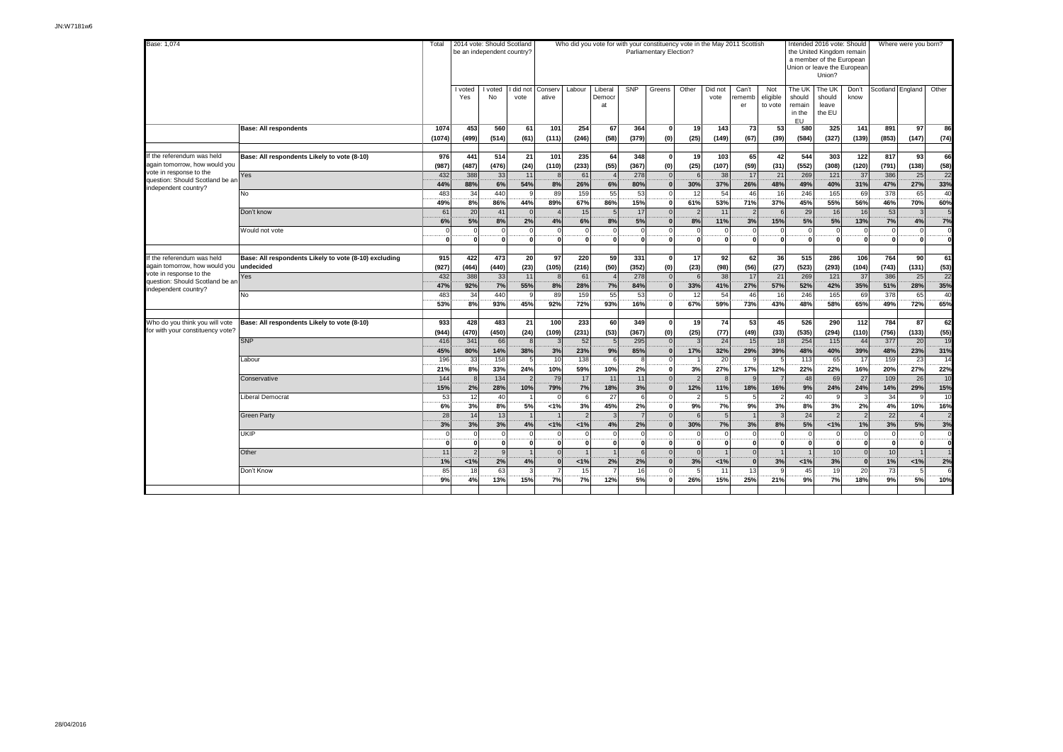JN:W7181w6

| Base: 1,074 | | Total | 2014 vote: Should Scotland be an independent country? | | | Who did you vote for with your constituency vote in the May 2011 Scottish Parliamentary Election? | | | | | | | | | Intended 2016 vote: Should the United Kingdom remain a member of the European Union or leave the European Union? | | | Where were you born? | | |
|---|---|---|---|---|---|---|---|---|---|---|---|---|---|---|---|---|---|---|---|---|
| | | | I voted Yes | I voted No | I did not vote | Conservative | Labour | Liberal Democrat | SNP | Greens | Other | Did not vote | Can't remember | Not eligible to vote | The UK should remain in the EU | The UK should leave the EU | Don't know | Scotland | England | Other |
| | **Base: All respondents** | **1074** | **453** | **560** | **61** | **101** | **254** | **67** | **364** | **0** | **19** | **143** | **73** | **53** | **580** | **325** | **141** | **891** | **97** | **86** |
| | | **(1074)** | **(499)** | **(514)** | **(61)** | **(111)** | **(246)** | **(58)** | **(379)** | **(0)** | **(25)** | **(149)** | **(67)** | **(39)** | **(584)** | **(327)** | **(139)** | **(853)** | **(147)** | **(74)** |
| If the referendum was held again tomorrow, how would you vote in response to the question: Should Scotland be an independent country? | **Base: All respondents Likely to vote (8-10)** | **976** | **441** | **514** | **21** | **101** | **235** | **64** | **348** | **0** | **19** | **103** | **65** | **42** | **544** | **303** | **122** | **817** | **93** | **66** |
| | | **(987)** | **(487)** | **(476)** | **(24)** | **(110)** | **(233)** | **(55)** | **(367)** | **(0)** | **(25)** | **(107)** | **(59)** | **(31)** | **(552)** | **(308)** | **(120)** | **(791)** | **(138)** | **(58)** |
| | Yes | 432 | 388 | 33 | 11 | 8 | 61 | 4 | 278 | 0 | 6 | 38 | 17 | 21 | 269 | 121 | 37 | 386 | 25 | 22 |
| | | **44%** | **88%** | **6%** | **54%** | **8%** | **26%** | **6%** | **80%** | **0** | **30%** | **37%** | **26%** | **48%** | **49%** | **40%** | **31%** | **47%** | **27%** | **33%** |
| | No | 483 | 34 | 440 | 9 | 89 | 159 | 55 | 53 | 0 | 12 | 54 | 46 | 16 | 246 | 165 | 69 | 378 | 65 | 40 |
| | | **49%** | **8%** | **86%** | **44%** | **89%** | **67%** | **86%** | **15%** | **0** | **61%** | **53%** | **71%** | **37%** | **45%** | **55%** | **56%** | **46%** | **70%** | **60%** |
| | Don't know | 61 | 20 | 41 | 0 | 4 | 15 | 5 | 17 | 0 | 2 | 11 | 2 | 6 | 29 | 16 | 16 | 53 | 3 | 5 |
| | | **6%** | **5%** | **8%** | **2%** | **4%** | **6%** | **8%** | **5%** | **0** | **8%** | **11%** | **3%** | **15%** | **5%** | **5%** | **13%** | **7%** | **4%** | **7%** |
| | Would not vote | 0 | 0 | 0 | 0 | 0 | 0 | 0 | 0 | 0 | 0 | 0 | 0 | 0 | 0 | 0 | 0 | 0 | 0 | 0 |
| | | **0** | **0** | **0** | **0** | **0** | **0** | **0** | **0** | **0** | **0** | **0** | **0** | **0** | **0** | **0** | **0** | **0** | **0** | **0** |
| If the referendum was held again tomorrow, how would you vote in response to the question: Should Scotland be an independent country? | **Base: All respondents Likely to vote (8-10) excluding undecided** | **915** | **422** | **473** | **20** | **97** | **220** | **59** | **331** | **0** | **17** | **92** | **62** | **36** | **515** | **286** | **106** | **764** | **90** | **61** |
| | | **(927)** | **(464)** | **(440)** | **(23)** | **(105)** | **(216)** | **(50)** | **(352)** | **(0)** | **(23)** | **(98)** | **(56)** | **(27)** | **(523)** | **(293)** | **(104)** | **(743)** | **(131)** | **(53)** |
| | Yes | 432 | 388 | 33 | 11 | 8 | 61 | 4 | 278 | 0 | 6 | 38 | 17 | 21 | 269 | 121 | 37 | 386 | 25 | 22 |
| | | **47%** | **92%** | **7%** | **55%** | **8%** | **28%** | **7%** | **84%** | **0** | **33%** | **41%** | **27%** | **57%** | **52%** | **42%** | **35%** | **51%** | **28%** | **35%** |
| | No | 483 | 34 | 440 | 9 | 89 | 159 | 55 | 53 | 0 | 12 | 54 | 46 | 16 | 246 | 165 | 69 | 378 | 65 | 40 |
| | | **53%** | **8%** | **93%** | **45%** | **92%** | **72%** | **93%** | **16%** | **0** | **67%** | **59%** | **73%** | **43%** | **48%** | **58%** | **65%** | **49%** | **72%** | **65%** |
| Who do you think you will vote for with your constituency vote? | **Base: All respondents Likely to vote (8-10)** | **933** | **428** | **483** | **21** | **100** | **233** | **60** | **349** | **0** | **19** | **74** | **53** | **45** | **526** | **290** | **112** | **784** | **87** | **62** |
| | | **(944)** | **(470)** | **(450)** | **(24)** | **(109)** | **(231)** | **(53)** | **(367)** | **(0)** | **(25)** | **(77)** | **(49)** | **(33)** | **(535)** | **(294)** | **(110)** | **(756)** | **(133)** | **(55)** |
| | SNP | 416 | 341 | 66 | 8 | 3 | 52 | 5 | 295 | 0 | 3 | 24 | 15 | 18 | 254 | 115 | 44 | 377 | 20 | 19 |
| | | **45%** | **80%** | **14%** | **38%** | **3%** | **23%** | **9%** | **85%** | **0** | **17%** | **32%** | **29%** | **39%** | **48%** | **40%** | **39%** | **48%** | **23%** | **31%** |
| | Labour | 196 | 33 | 158 | 5 | 10 | 138 | 6 | 8 | 0 | 1 | 20 | 9 | 5 | 113 | 65 | 17 | 159 | 23 | 14 |
| | | **21%** | **8%** | **33%** | **24%** | **10%** | **59%** | **10%** | **2%** | **0** | **3%** | **27%** | **17%** | **12%** | **22%** | **22%** | **16%** | **20%** | **27%** | **22%** |
| | Conservative | 144 | 8 | 134 | 2 | 79 | 17 | 11 | 11 | 0 | 2 | 8 | 9 | 7 | 48 | 69 | 27 | 109 | 26 | 10 |
| | | **15%** | **2%** | **28%** | **10%** | **79%** | **7%** | **18%** | **3%** | **0** | **12%** | **11%** | **18%** | **16%** | **9%** | **24%** | **24%** | **14%** | **29%** | **15%** |
| | Liberal Democrat | 53 | 12 | 40 | 1 | 0 | 6 | 27 | 6 | 0 | 2 | 5 | 5 | 2 | 40 | 9 | 3 | 34 | 9 | 10 |
| | | **6%** | **3%** | **8%** | **5%** | **<1%** | **3%** | **45%** | **2%** | **0** | **9%** | **7%** | **9%** | **3%** | **8%** | **3%** | **2%** | **4%** | **10%** | **16%** |
| | Green Party | 28 | 14 | 13 | 1 | 1 | 2 | 3 | 7 | 0 | 6 | 5 | 1 | 3 | 24 | 2 | 2 | 22 | 4 | 2 |
| | | **3%** | **3%** | **3%** | **4%** | **<1%** | **<1%** | **4%** | **2%** | **0** | **30%** | **7%** | **3%** | **8%** | **5%** | **<1%** | **1%** | **3%** | **5%** | **3%** |
| | UKIP | 0 | 0 | 0 | 0 | 0 | 0 | 0 | 0 | 0 | 0 | 0 | 0 | 0 | 0 | 0 | 0 | 0 | 0 | 0 |
| | | **0** | **0** | **0** | **0** | **0** | **0** | **0** | **0** | **0** | **0** | **0** | **0** | **0** | **0** | **0** | **0** | **0** | **0** | **0** |
| | Other | 11 | 2 | 9 | 1 | 0 | 1 | 1 | 6 | 0 | 0 | 1 | 0 | 1 | 1 | 10 | 0 | 10 | 1 | 1 |
| | | **1%** | **<1%** | **2%** | **4%** | **0** | **<1%** | **2%** | **2%** | **0** | **3%** | **<1%** | **0** | **3%** | **<1%** | **3%** | **0** | **1%** | **<1%** | **2%** |
| | Don't Know | 85 | 18 | 63 | 3 | 7 | 15 | 7 | 16 | 0 | 5 | 11 | 13 | 9 | 45 | 19 | 20 | 73 | 5 | 6 |
| | | **9%** | **4%** | **13%** | **15%** | **7%** | **7%** | **12%** | **5%** | **0** | **26%** | **15%** | **25%** | **21%** | **9%** | **7%** | **18%** | **9%** | **5%** | **10%** |

28/04/2016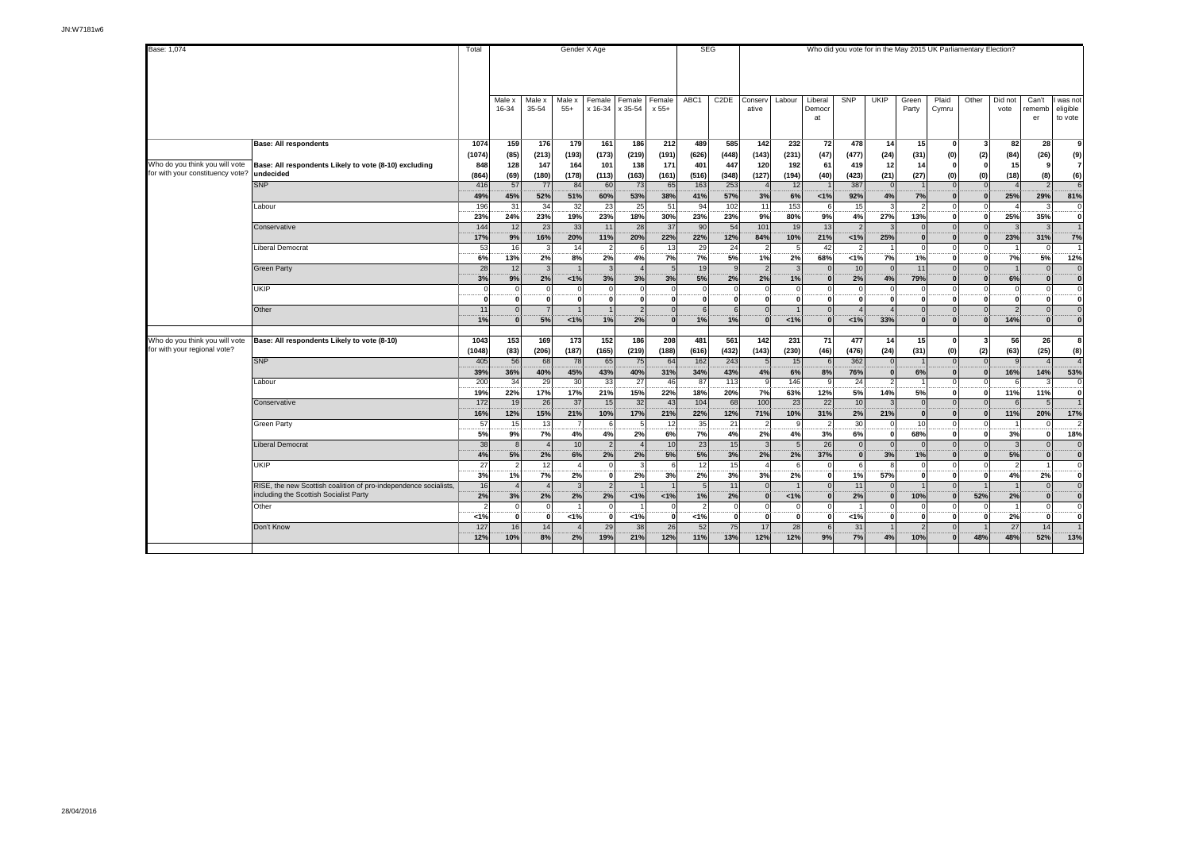Base: 1,074

| | | Total | Gender X Age | | | | | | SEG | | Who did you vote for in the May 2015 UK Parliamentary Election? | | | | | | | | | | | |
|---|---|---|---|---|---|---|---|---|---|---|---|---|---|---|---|---|---|---|---|---|---|---|
| | | | Male x 16-34 | Male x 35-54 | Male x 55+ | Female x 16-34 | Female x 35-54 | Female x 55+ | ABC1 | C2DE | Conservative | Labour | Liberal Democrat | SNP | UKIP | Green Party | Plaid Cymru | Other | Did not vote | Can't remember | I was not eligible to vote |
| | **Base: All respondents** | **1074** | **159** | **176** | **179** | **161** | **186** | **212** | **489** | **585** | **142** | **232** | **72** | **478** | **14** | **15** | **0** | **3** | **82** | **28** | **9** |
| | | **(1074)** | **(85)** | **(213)** | **(193)** | **(173)** | **(219)** | **(191)** | **(626)** | **(448)** | **(143)** | **(231)** | **(47)** | **(477)** | **(24)** | **(31)** | **(0)** | **(2)** | **(84)** | **(26)** | **(9)** |
| Who do you think you will vote for with your constituency vote? | **Base: All respondents Likely to vote (8-10) excluding undecided** | **848** | **128** | **147** | **164** | **101** | **138** | **171** | **401** | **447** | **120** | **192** | **61** | **419** | **12** | **14** | **0** | **0** | **15** | **9** | **7** |
| | | **(864)** | **(69)** | **(180)** | **(178)** | **(113)** | **(163)** | **(161)** | **(516)** | **(348)** | **(127)** | **(194)** | **(40)** | **(423)** | **(21)** | **(27)** | **(0)** | **(0)** | **(18)** | **(8)** | **(6)** |
| | SNP | 416 | 57 | 77 | 84 | 60 | 73 | 65 | 163 | 253 | 4 | 12 | 1 | 387 | 0 | 1 | 0 | 0 | 4 | 2 | 6 |
| | | 49% | 45% | 52% | 51% | 60% | 53% | 38% | 41% | 57% | 3% | 6% | <1% | 92% | 4% | 7% | 0 | 0 | 25% | 29% | 81% |
| | Labour | 196 | 31 | 34 | 32 | 23 | 25 | 51 | 94 | 102 | 11 | 153 | 6 | 15 | 3 | 2 | 0 | 0 | 4 | 3 | 0 |
| | | 23% | 24% | 23% | 19% | 23% | 18% | 30% | 23% | 23% | 9% | 80% | 9% | 4% | 27% | 13% | 0 | 0 | 25% | 35% | 0 |
| | Conservative | 144 | 12 | 23 | 33 | 11 | 28 | 37 | 90 | 54 | 101 | 19 | 13 | 2 | 3 | 0 | 0 | 0 | 3 | 3 | 1 |
| | | 17% | 9% | 16% | 20% | 11% | 20% | 22% | 22% | 12% | 84% | 10% | 21% | <1% | 25% | 0 | 0 | 0 | 23% | 31% | 7% |
| | Liberal Democrat | 53 | 16 | 3 | 14 | 2 | 6 | 13 | 29 | 24 | 2 | 5 | 42 | 2 | 1 | 0 | 0 | 0 | 1 | 0 | 1 |
| | | 6% | 13% | 2% | 8% | 2% | 4% | 7% | 7% | 5% | 1% | 2% | 68% | <1% | 7% | 1% | 0 | 0 | 7% | 5% | 12% |
| | Green Party | 28 | 12 | 3 | 1 | 3 | 4 | 5 | 19 | 9 | 2 | 3 | 0 | 10 | 0 | 11 | 0 | 0 | 1 | 0 | 0 |
| | | 3% | 9% | 2% | <1% | 3% | 3% | 3% | 5% | 2% | 2% | 1% | 0 | 2% | 4% | 79% | 0 | 0 | 6% | 0 | 0 |
| | UKIP | 0 | 0 | 0 | 0 | 0 | 0 | 0 | 0 | 0 | 0 | 0 | 0 | 0 | 0 | 0 | 0 | 0 | 0 | 0 | 0 |
| | | 0 | 0 | 0 | 0 | 0 | 0 | 0 | 0 | 0 | 0 | 0 | 0 | 0 | 0 | 0 | 0 | 0 | 0 | 0 | 0 |
| | Other | 11 | 0 | 7 | 1 | 1 | 2 | 0 | 6 | 6 | 0 | 1 | 0 | 4 | 4 | 0 | 0 | 0 | 2 | 0 | 0 |
| | | 1% | 0 | 5% | <1% | 1% | 2% | 0 | 1% | 1% | 0 | <1% | 0 | <1% | 33% | 0 | 0 | 0 | 14% | 0 | 0 |
| Who do you think you will vote for with your regional vote? | **Base: All respondents Likely to vote (8-10)** | **1043** | **153** | **169** | **173** | **152** | **186** | **208** | **481** | **561** | **142** | **231** | **71** | **477** | **14** | **15** | **0** | **3** | **56** | **26** | **8** |
| | | **(1048)** | **(83)** | **(206)** | **(187)** | **(165)** | **(219)** | **(188)** | **(616)** | **(432)** | **(143)** | **(230)** | **(46)** | **(476)** | **(24)** | **(31)** | **(0)** | **(2)** | **(63)** | **(25)** | **(8)** |
| | SNP | 405 | 56 | 68 | 78 | 65 | 75 | 64 | 162 | 243 | 5 | 15 | 6 | 362 | 0 | 1 | 0 | 0 | 9 | 4 | 4 |
| | | 39% | 36% | 40% | 45% | 43% | 40% | 31% | 34% | 43% | 4% | 6% | 8% | 76% | 0 | 6% | 0 | 0 | 16% | 14% | 53% |
| | Labour | 200 | 34 | 29 | 30 | 33 | 27 | 46 | 87 | 113 | 9 | 146 | 9 | 24 | 2 | 1 | 0 | 0 | 6 | 3 | 0 |
| | | 19% | 22% | 17% | 17% | 21% | 15% | 22% | 18% | 20% | 7% | 63% | 12% | 5% | 14% | 5% | 0 | 0 | 11% | 11% | 0 |
| | Conservative | 172 | 19 | 26 | 37 | 15 | 32 | 43 | 104 | 68 | 100 | 23 | 22 | 10 | 3 | 0 | 0 | 0 | 6 | 5 | 1 |
| | | 16% | 12% | 15% | 21% | 10% | 17% | 21% | 22% | 12% | 71% | 10% | 31% | 2% | 21% | 0 | 0 | 0 | 11% | 20% | 17% |
| | Green Party | 57 | 15 | 13 | 7 | 6 | 5 | 12 | 35 | 21 | 2 | 9 | 2 | 30 | 0 | 10 | 0 | 0 | 1 | 0 | 2 |
| | | 5% | 9% | 7% | 4% | 4% | 2% | 6% | 7% | 4% | 2% | 4% | 3% | 6% | 0 | 68% | 0 | 0 | 3% | 0 | 18% |
| | Liberal Democrat | 38 | 8 | 4 | 10 | 2 | 4 | 10 | 23 | 15 | 3 | 5 | 26 | 0 | 0 | 0 | 0 | 0 | 3 | 0 | 0 |
| | | 4% | 5% | 2% | 6% | 2% | 2% | 5% | 5% | 3% | 2% | 2% | 37% | 0 | 3% | 1% | 0 | 0 | 5% | 0 | 0 |
| | UKIP | 27 | 2 | 12 | 4 | 0 | 3 | 6 | 12 | 15 | 4 | 6 | 0 | 6 | 8 | 0 | 0 | 0 | 2 | 1 | 0 |
| | | 3% | 1% | 7% | 2% | 0 | 2% | 3% | 2% | 3% | 3% | 2% | 0 | 1% | 57% | 0 | 0 | 0 | 4% | 2% | 0 |
| | RISE, the new Scottish coalition of pro-independence socialists, including the Scottish Socialist Party | 16 | 4 | 4 | 3 | 2 | 1 | 1 | 5 | 11 | 0 | 1 | 0 | 11 | 0 | 1 | 0 | 1 | 1 | 0 | 0 |
| | | 2% | 3% | 2% | 2% | 2% | <1% | <1% | 1% | 2% | 0 | <1% | 0 | 2% | 0 | 10% | 0 | 52% | 2% | 0 | 0 |
| | Other | 2 | 0 | 0 | 1 | 0 | 1 | 0 | 2 | 0 | 0 | 0 | 0 | 1 | 0 | 0 | 0 | 0 | 1 | 0 | 0 |
| | | <1% | 0 | 0 | <1% | 0 | <1% | 0 | <1% | 0 | 0 | 0 | 0 | <1% | 0 | 0 | 0 | 0 | 2% | 0 | 0 |
| | Don't Know | 127 | 16 | 14 | 4 | 29 | 38 | 26 | 52 | 75 | 17 | 28 | 6 | 31 | 1 | 2 | 0 | 1 | 27 | 14 | 1 |
| | | 12% | 10% | 8% | 2% | 19% | 21% | 12% | 11% | 13% | 12% | 12% | 9% | 7% | 4% | 10% | 0 | 48% | 48% | 52% | 13% |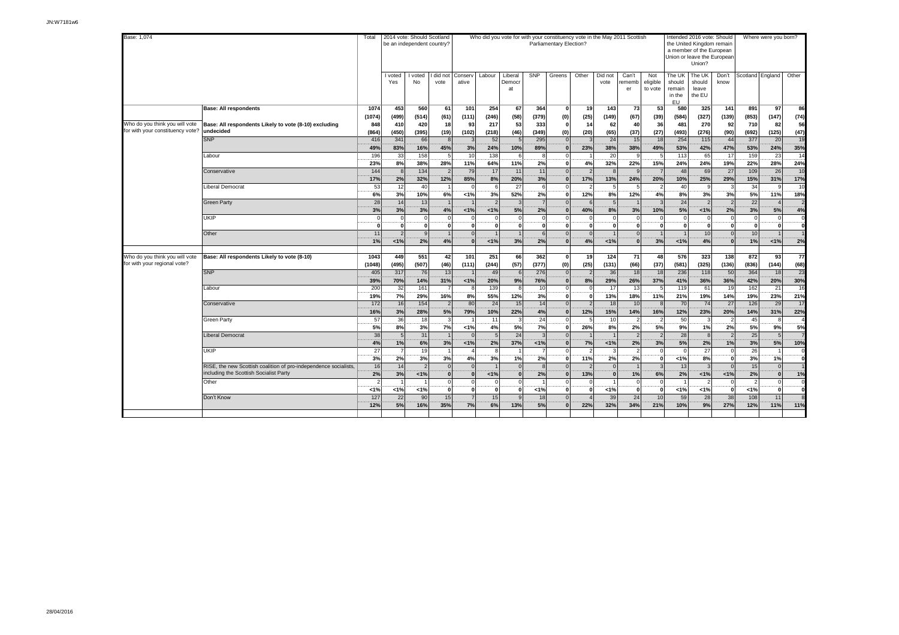Base: 1,074

| | | Total | 2014 vote: Should Scotland be an independent country? | | | Who did you vote for with your constituency vote in the May 2011 Scottish Parliamentary Election? | | | | | | | | | Intended 2016 vote: Should the United Kingdom remain a member of the European Union or leave the European Union? | | | Where were you born? | | |
|---|---|---|---|---|---|---|---|---|---|---|---|---|---|---|---|---|---|---|---|---|
| | | | I voted Yes | I voted No | I did not vote | Conservative | Labour | Liberal Democrat | SNP | Greens | Other | Did not vote | Can't remember | Not eligible to vote | The UK should remain in the EU | The UK should leave the EU | Don't know | Scotland | England | Other |
| | **Base: All respondents** | **1074** | **453** | **560** | **61** | **101** | **254** | **67** | **364** | **0** | **19** | **143** | **73** | **53** | **580** | **325** | **141** | **891** | **97** | **86** |
| | | **(1074)** | **(499)** | **(514)** | **(61)** | **(111)** | **(246)** | **(58)** | **(379)** | **(0)** | **(25)** | **(149)** | **(67)** | **(39)** | **(584)** | **(327)** | **(139)** | **(853)** | **(147)** | **(74)** |
| Who do you think you will vote for with your constituency vote? | **Base: All respondents Likely to vote (8-10) excluding undecided** | **848** | **410** | **420** | **18** | **93** | **217** | **53** | **333** | **0** | **14** | **62** | **40** | **36** | **481** | **270** | **92** | **710** | **82** | **56** |
| | | **(864)** | **(450)** | **(395)** | **(19)** | **(102)** | **(218)** | **(46)** | **(349)** | **(0)** | **(20)** | **(65)** | **(37)** | **(27)** | **(493)** | **(276)** | **(90)** | **(692)** | **(125)** | **(47)** |
| | SNP | 416 | 341 | 66 | 8 | 3 | 52 | 5 | 295 | 0 | 3 | 24 | 15 | 18 | 254 | 115 | 44 | 377 | 20 | 19 |
| | | **49%** | **83%** | **16%** | **45%** | **3%** | **24%** | **10%** | **89%** | **0** | **23%** | **38%** | **38%** | **49%** | **53%** | **42%** | **47%** | **53%** | **24%** | **35%** |
| | Labour | 196 | 33 | 158 | 5 | 10 | 138 | 6 | 8 | 0 | 1 | 20 | 9 | 5 | 113 | 65 | 17 | 159 | 23 | 14 |
| | | **23%** | **8%** | **38%** | **28%** | **11%** | **64%** | **11%** | **2%** | **0** | **4%** | **32%** | **22%** | **15%** | **24%** | **24%** | **19%** | **22%** | **28%** | **24%** |
| | Conservative | 144 | 8 | 134 | 2 | 79 | 17 | 11 | 11 | 0 | 2 | 8 | 9 | 7 | 48 | 69 | 27 | 109 | 26 | 10 |
| | | **17%** | **2%** | **32%** | **12%** | **85%** | **8%** | **20%** | **3%** | **0** | **17%** | **13%** | **24%** | **20%** | **10%** | **25%** | **29%** | **15%** | **31%** | **17%** |
| | Liberal Democrat | 53 | 12 | 40 | 1 | 0 | 6 | 27 | 6 | 0 | 2 | 5 | 5 | 2 | 40 | 9 | 3 | 34 | 9 | 10 |
| | | **6%** | **3%** | **10%** | **6%** | **<1%** | **3%** | **52%** | **2%** | **0** | **12%** | **8%** | **12%** | **4%** | **8%** | **3%** | **3%** | **5%** | **11%** | **18%** |
| | Green Party | 28 | 14 | 13 | 1 | 1 | 2 | 3 | 7 | 0 | 6 | 5 | 1 | 3 | 24 | 2 | 2 | 22 | 4 | 2 |
| | | **3%** | **3%** | **3%** | **4%** | **<1%** | **<1%** | **5%** | **2%** | **0** | **40%** | **8%** | **3%** | **10%** | **5%** | **<1%** | **2%** | **3%** | **5%** | **4%** |
| | UKIP | 0 | 0 | 0 | 0 | 0 | 0 | 0 | 0 | 0 | 0 | 0 | 0 | 0 | 0 | 0 | 0 | 0 | 0 | 0 |
| | | **0** | **0** | **0** | **0** | **0** | **0** | **0** | **0** | **0** | **0** | **0** | **0** | **0** | **0** | **0** | **0** | **0** | **0** | **0** |
| | Other | 11 | 2 | 9 | 1 | 0 | 1 | 1 | 6 | 0 | 0 | 1 | 0 | 1 | 1 | 10 | 0 | 10 | 1 | 1 |
| | | **1%** | **<1%** | **2%** | **4%** | **0** | **<1%** | **3%** | **2%** | **0** | **4%** | **<1%** | **0** | **3%** | **<1%** | **4%** | **0** | **1%** | **<1%** | **2%** |
| Who do you think you will vote for with your regional vote? | **Base: All respondents Likely to vote (8-10)** | **1043** | **449** | **551** | **42** | **101** | **251** | **66** | **362** | **0** | **19** | **124** | **71** | **48** | **576** | **323** | **138** | **872** | **93** | **77** |
| | | **(1048)** | **(495)** | **(507)** | **(46)** | **(111)** | **(244)** | **(57)** | **(377)** | **(0)** | **(25)** | **(131)** | **(66)** | **(37)** | **(581)** | **(325)** | **(136)** | **(836)** | **(144)** | **(68)** |
| | SNP | 405 | 317 | 76 | 13 | 1 | 49 | 6 | 276 | 0 | 2 | 36 | 18 | 18 | 236 | 118 | 50 | 364 | 18 | 23 |
| | | **39%** | **70%** | **14%** | **31%** | **<1%** | **20%** | **9%** | **76%** | **0** | **8%** | **29%** | **26%** | **37%** | **41%** | **36%** | **36%** | **42%** | **20%** | **30%** |
| | Labour | 200 | 32 | 161 | 7 | 8 | 139 | 8 | 10 | 0 | 0 | 17 | 13 | 5 | 119 | 61 | 19 | 162 | 21 | 16 |
| | | **19%** | **7%** | **29%** | **16%** | **8%** | **55%** | **12%** | **3%** | **0** | **0** | **13%** | **18%** | **11%** | **21%** | **19%** | **14%** | **19%** | **23%** | **21%** |
| | Conservative | 172 | 16 | 154 | 2 | 80 | 24 | 15 | 14 | 0 | 2 | 18 | 10 | 8 | 70 | 74 | 27 | 126 | 29 | 17 |
| | | **16%** | **3%** | **28%** | **5%** | **79%** | **10%** | **22%** | **4%** | **0** | **12%** | **15%** | **14%** | **16%** | **12%** | **23%** | **20%** | **14%** | **31%** | **22%** |
| | Green Party | 57 | 36 | 18 | 3 | 1 | 11 | 3 | 24 | 0 | 5 | 10 | 2 | 2 | 50 | 3 | 2 | 45 | 8 | 4 |
| | | **5%** | **8%** | **3%** | **7%** | **<1%** | **4%** | **5%** | **7%** | **0** | **26%** | **8%** | **2%** | **5%** | **9%** | **1%** | **2%** | **5%** | **9%** | **5%** |
| | Liberal Democrat | 38 | 5 | 31 | 1 | 0 | 5 | 24 | 3 | 0 | 1 | 1 | 2 | 2 | 28 | 8 | 2 | 25 | 5 | 7 |
| | | **4%** | **1%** | **6%** | **3%** | **<1%** | **2%** | **37%** | **<1%** | **0** | **7%** | **<1%** | **2%** | **3%** | **5%** | **2%** | **1%** | **3%** | **5%** | **10%** |
| | UKIP | 27 | 7 | 19 | 1 | 4 | 8 | 1 | 7 | 0 | 2 | 3 | 2 | 0 | 0 | 27 | 0 | 26 | 1 | 0 |
| | | **3%** | **2%** | **3%** | **3%** | **4%** | **3%** | **1%** | **2%** | **0** | **11%** | **2%** | **2%** | **0** | **<1%** | **8%** | **0** | **3%** | **1%** | **0** |
| | RISE, the new Scottish coalition of pro-independence socialists, including the Scottish Socialist Party | 16 | 14 | 2 | 0 | 0 | 1 | 0 | 8 | 0 | 2 | 0 | 1 | 3 | 13 | 3 | 0 | 15 | 0 | 1 |
| | | **2%** | **3%** | **<1%** | **0** | **0** | **<1%** | **0** | **2%** | **0** | **13%** | **0** | **1%** | **6%** | **2%** | **<1%** | **<1%** | **2%** | **0** | **1%** |
| | Other | 2 | 1 | 1 | 0 | 0 | 0 | 0 | 1 | 0 | 0 | 1 | 0 | 0 | 1 | 2 | 0 | 2 | 0 | 0 |
| | | **<1%** | **<1%** | **<1%** | **0** | **0** | **0** | **0** | **<1%** | **0** | **0** | **<1%** | **0** | **0** | **<1%** | **<1%** | **0** | **<1%** | **0** | **0** |
| | Don't Know | 127 | 22 | 90 | 15 | 7 | 15 | 9 | 18 | 0 | 4 | 39 | 24 | 10 | 59 | 28 | 38 | 108 | 11 | 8 |
| | | **12%** | **5%** | **16%** | **35%** | **7%** | **6%** | **13%** | **5%** | **0** | **22%** | **32%** | **34%** | **21%** | **10%** | **9%** | **27%** | **12%** | **11%** | **11%** |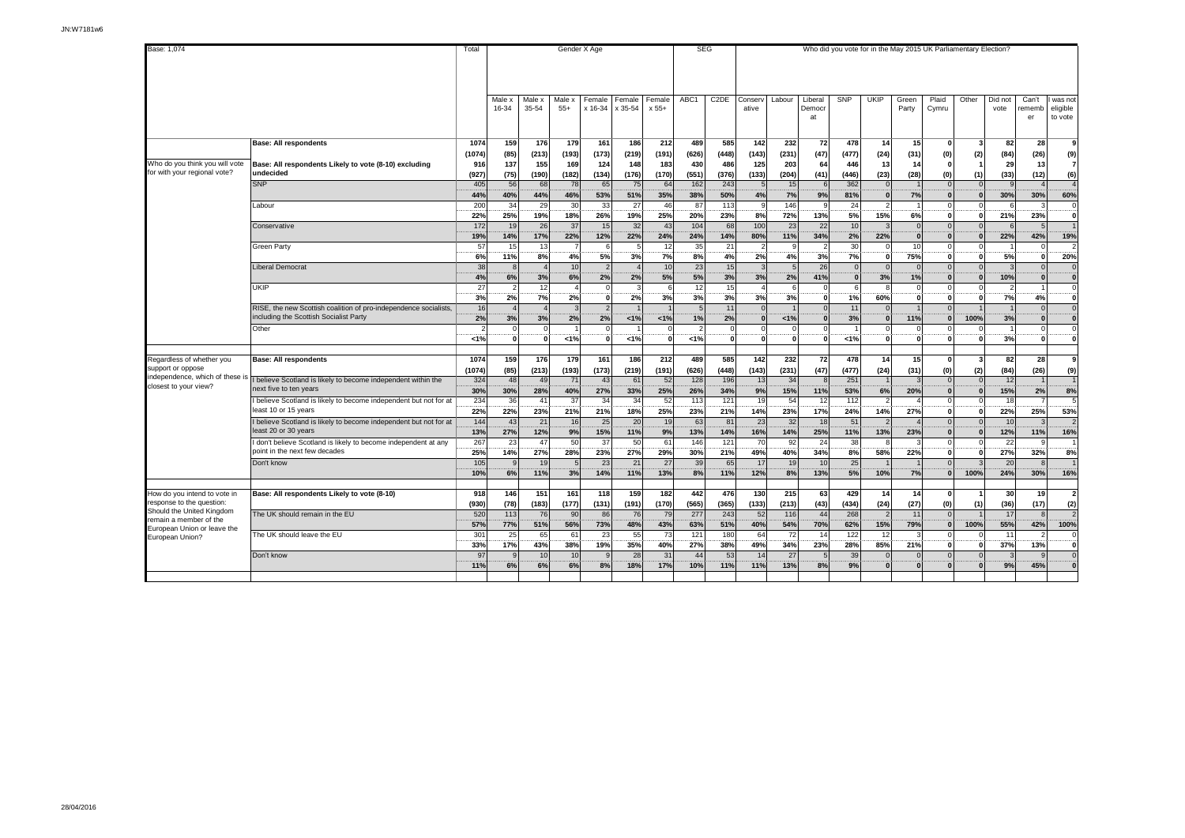JN:W7181w6

| Base: 1,074 | | Total | Gender X Age | | | | | | SEG | | Who did you vote for in the May 2015 UK Parliamentary Election? | | | | | | | | | | | |
|---|---|---|---|---|---|---|---|---|---|---|---|---|---|---|---|---|---|---|---|---|---|
| | | | Male x 16-34 | Male x 35-54 | Male x 55+ | Female x 16-34 | Female x 35-54 | Female x 55+ | ABC1 | C2DE | Conservative | Labour | Liberal Democrat | SNP | UKIP | Green Party | Plaid Cymru | Other | Did not vote | Can't remember | I was not eligible to vote |
| | **Base: All respondents** | **1074** | **159** | **176** | **179** | **161** | **186** | **212** | **489** | **585** | **142** | **232** | **72** | **478** | **14** | **15** | **0** | **3** | **82** | **28** | **9** |
| | | **(1074)** | **(85)** | **(213)** | **(193)** | **(173)** | **(219)** | **(191)** | **(626)** | **(448)** | **(143)** | **(231)** | **(47)** | **(477)** | **(24)** | **(31)** | **(0)** | **(2)** | **(84)** | **(26)** | **(9)** |
| Who do you think you will vote for with your regional vote? | **Base: All respondents Likely to vote (8-10) excluding undecided** | **916** | **137** | **155** | **169** | **124** | **148** | **183** | **430** | **486** | **125** | **203** | **64** | **446** | **13** | **14** | **0** | **1** | **29** | **13** | **7** |
| | | **(927)** | **(75)** | **(190)** | **(182)** | **(134)** | **(176)** | **(170)** | **(551)** | **(376)** | **(133)** | **(204)** | **(41)** | **(446)** | **(23)** | **(28)** | **(0)** | **(1)** | **(33)** | **(12)** | **(6)** |
| | SNP | 405 | 56 | 68 | 78 | 65 | 75 | 64 | 162 | 243 | 5 | 15 | 6 | 362 | 0 | 1 | 0 | 0 | 9 | 4 | 4 |
| | | **44%** | **40%** | **44%** | **46%** | **53%** | **51%** | **35%** | **38%** | **50%** | **4%** | **7%** | **9%** | **81%** | **0** | **7%** | **0** | **0** | **30%** | **30%** | **60%** |
| | Labour | 200 | 34 | 29 | 30 | 33 | 27 | 46 | 87 | 113 | 9 | 146 | 9 | 24 | 2 | 1 | 0 | 0 | 6 | 3 | 0 |
| | | **22%** | **25%** | **19%** | **18%** | **26%** | **19%** | **25%** | **20%** | **23%** | **8%** | **72%** | **13%** | **5%** | **15%** | **6%** | **0** | **0** | **21%** | **23%** | **0** |
| | Conservative | 172 | 19 | 26 | 37 | 15 | 32 | 43 | 104 | 68 | 100 | 23 | 22 | 10 | 3 | 0 | 0 | 0 | 6 | 5 | 1 |
| | | **19%** | **14%** | **17%** | **22%** | **12%** | **22%** | **24%** | **24%** | **14%** | **80%** | **11%** | **34%** | **2%** | **22%** | **0** | **0** | **0** | **22%** | **42%** | **19%** |
| | Green Party | 57 | 15 | 13 | 7 | 6 | 5 | 12 | 35 | 21 | 2 | 9 | 2 | 30 | 0 | 10 | 0 | 0 | 1 | 0 | 2 |
| | | **6%** | **11%** | **8%** | **4%** | **5%** | **3%** | **7%** | **8%** | **4%** | **2%** | **4%** | **3%** | **7%** | **0** | **75%** | **0** | **0** | **5%** | **0** | **20%** |
| | Liberal Democrat | 38 | 8 | 4 | 10 | 2 | 4 | 10 | 23 | 15 | 3 | 5 | 26 | 0 | 0 | 0 | 0 | 0 | 3 | 0 | 0 |
| | | **4%** | **6%** | **3%** | **6%** | **2%** | **2%** | **5%** | **5%** | **3%** | **3%** | **2%** | **41%** | **0** | **3%** | **1%** | **0** | **0** | **10%** | **0** | **0** |
| | UKIP | 27 | 2 | 12 | 4 | 0 | 3 | 6 | 12 | 15 | 4 | 6 | 0 | 6 | 8 | 0 | 0 | 0 | 2 | 1 | 0 |
| | | **3%** | **2%** | **7%** | **2%** | **0** | **2%** | **3%** | **3%** | **3%** | **3%** | **3%** | **0** | **1%** | **60%** | **0** | **0** | **0** | **7%** | **4%** | **0** |
| | RISE, the new Scottish coalition of pro-independence socialists, including the Scottish Socialist Party | 16 | 4 | 4 | 3 | 2 | 1 | 1 | 5 | 11 | 0 | 1 | 0 | 11 | 0 | 1 | 0 | 1 | 1 | 0 | 0 |
| | | **2%** | **3%** | **3%** | **2%** | **2%** | **<1%** | **<1%** | **1%** | **2%** | **0** | **<1%** | **0** | **3%** | **0** | **11%** | **0** | **100%** | **3%** | **0** | **0** |
| | Other | 2 | 0 | 0 | 1 | 0 | 1 | 0 | 2 | 0 | 0 | 0 | 0 | 1 | 0 | 0 | 0 | 0 | 1 | 0 | 0 |
| | | **<1%** | **0** | **0** | **<1%** | **0** | **<1%** | **0** | **<1%** | **0** | **0** | **0** | **0** | **<1%** | **0** | **0** | **0** | **0** | **3%** | **0** | **0** |
| Regardless of whether you support or oppose independence, which of these is closest to your view? | **Base: All respondents** | **1074** | **159** | **176** | **179** | **161** | **186** | **212** | **489** | **585** | **142** | **232** | **72** | **478** | **14** | **15** | **0** | **3** | **82** | **28** | **9** |
| | | **(1074)** | **(85)** | **(213)** | **(193)** | **(173)** | **(219)** | **(191)** | **(626)** | **(448)** | **(143)** | **(231)** | **(47)** | **(477)** | **(24)** | **(31)** | **(0)** | **(2)** | **(84)** | **(26)** | **(9)** |
| | I believe Scotland is likely to become independent within the next five to ten years | 324 | 48 | 49 | 71 | 43 | 61 | 52 | 128 | 196 | 13 | 34 | 8 | 251 | 1 | 3 | 0 | 0 | 12 | 1 | 1 |
| | | **30%** | **30%** | **28%** | **40%** | **27%** | **33%** | **25%** | **26%** | **34%** | **9%** | **15%** | **11%** | **53%** | **6%** | **20%** | **0** | **0** | **15%** | **2%** | **8%** |
| | I believe Scotland is likely to become independent but not for at least 10 or 15 years | 234 | 36 | 41 | 37 | 34 | 34 | 52 | 113 | 121 | 19 | 54 | 12 | 112 | 2 | 4 | 0 | 0 | 18 | 7 | 5 |
| | | **22%** | **22%** | **23%** | **21%** | **21%** | **18%** | **25%** | **23%** | **21%** | **14%** | **23%** | **17%** | **24%** | **14%** | **27%** | **0** | **0** | **22%** | **25%** | **53%** |
| | I believe Scotland is likely to become independent but not for at least 20 or 30 years | 144 | 43 | 21 | 16 | 25 | 20 | 19 | 63 | 81 | 23 | 32 | 18 | 51 | 2 | 4 | 0 | 0 | 10 | 3 | 2 |
| | | **13%** | **27%** | **12%** | **9%** | **15%** | **11%** | **9%** | **13%** | **14%** | **16%** | **14%** | **25%** | **11%** | **13%** | **23%** | **0** | **0** | **12%** | **11%** | **16%** |
| | I don't believe Scotland is likely to become independent at any point in the next few decades | 267 | 23 | 47 | 50 | 37 | 50 | 61 | 146 | 121 | 70 | 92 | 24 | 38 | 8 | 3 | 0 | 0 | 22 | 9 | 1 |
| | | **25%** | **14%** | **27%** | **28%** | **23%** | **27%** | **29%** | **30%** | **21%** | **49%** | **40%** | **34%** | **8%** | **58%** | **22%** | **0** | **0** | **27%** | **32%** | **8%** |
| | Don't know | 105 | 9 | 19 | 5 | 23 | 21 | 27 | 39 | 65 | 17 | 19 | 10 | 25 | 1 | 1 | 0 | 3 | 20 | 8 | 1 |
| | | **10%** | **6%** | **11%** | **3%** | **14%** | **11%** | **13%** | **8%** | **11%** | **12%** | **8%** | **13%** | **5%** | **10%** | **7%** | **0** | **100%** | **24%** | **30%** | **16%** |
| How do you intend to vote in response to the question: Should the United Kingdom remain a member of the European Union or leave the European Union? | **Base: All respondents Likely to vote (8-10)** | **918** | **146** | **151** | **161** | **118** | **159** | **182** | **442** | **476** | **130** | **215** | **63** | **429** | **14** | **14** | **0** | **1** | **30** | **19** | **2** |
| | | **(930)** | **(78)** | **(183)** | **(177)** | **(131)** | **(191)** | **(170)** | **(565)** | **(365)** | **(133)** | **(213)** | **(43)** | **(434)** | **(24)** | **(27)** | **(0)** | **(1)** | **(36)** | **(17)** | **(2)** |
| | The UK should remain in the EU | 520 | 113 | 76 | 90 | 86 | 76 | 79 | 277 | 243 | 52 | 116 | 44 | 268 | 2 | 11 | 0 | 1 | 17 | 8 | 2 |
| | | **57%** | **77%** | **51%** | **56%** | **73%** | **48%** | **43%** | **63%** | **51%** | **40%** | **54%** | **70%** | **62%** | **15%** | **79%** | **0** | **100%** | **55%** | **42%** | **100%** |
| | The UK should leave the EU | 301 | 25 | 65 | 61 | 23 | 55 | 73 | 121 | 180 | 64 | 72 | 14 | 122 | 12 | 3 | 0 | 0 | 11 | 2 | 0 |
| | | **33%** | **17%** | **43%** | **38%** | **19%** | **35%** | **40%** | **27%** | **38%** | **49%** | **34%** | **23%** | **28%** | **85%** | **21%** | **0** | **0** | **37%** | **13%** | **0** |
| | Don't know | 97 | 9 | 10 | 10 | 9 | 28 | 31 | 44 | 53 | 14 | 27 | 5 | 39 | 0 | 0 | 0 | 0 | 3 | 9 | 0 |
| | | **11%** | **6%** | **6%** | **6%** | **8%** | **18%** | **17%** | **10%** | **11%** | **11%** | **13%** | **8%** | **9%** | **0** | **0** | **0** | **0** | **9%** | **45%** | **0** |

28/04/2016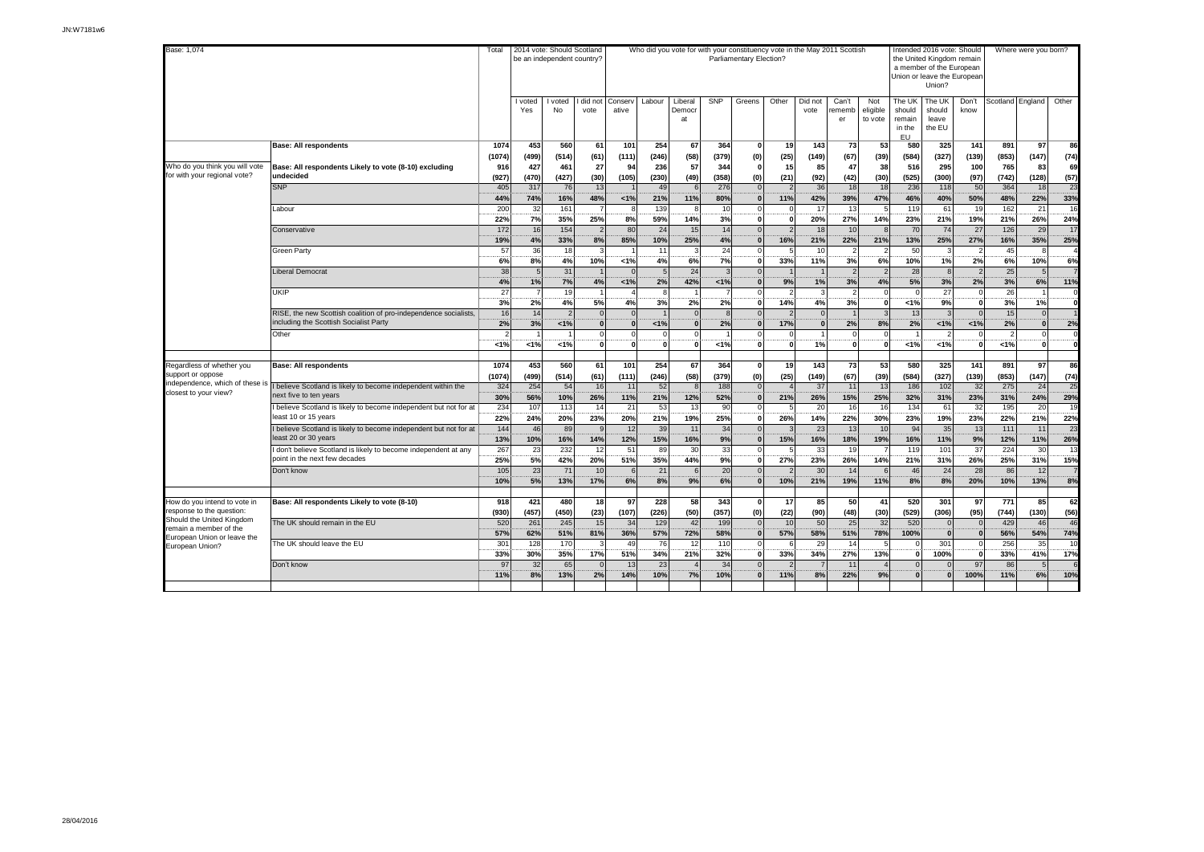JN:W7181w6

Base: 1,074

| | | Total | 2014 vote: Should Scotland be an independent country? | | | Who did you vote for with your constituency vote in the May 2011 Scottish Parliamentary Election? | | | | | | | | | Intended 2016 vote: Should the United Kingdom remain a member of the European Union or leave the European Union? | | | Where were you born? | | |
|---|---|---|---|---|---|---|---|---|---|---|---|---|---|---|---|---|---|---|---|---|
| | | | I voted Yes | I voted No | I did not vote | Conservative | Labour | Liberal Democrat | SNP | Greens | Other | Did not vote | Can't remember | Not eligible to vote | The UK should remain in the EU | The UK should leave the EU | Don't know | Scotland | England | Other |
| | **Base: All respondents** | **1074** | **453** | **560** | **61** | **101** | **254** | **67** | **364** | **0** | **19** | **143** | **73** | **53** | **580** | **325** | **141** | **891** | **97** | **86** |
| | | **(1074)** | **(499)** | **(514)** | **(61)** | **(111)** | **(246)** | **(58)** | **(379)** | **(0)** | **(25)** | **(149)** | **(67)** | **(39)** | **(584)** | **(327)** | **(139)** | **(853)** | **(147)** | **(74)** |
| Who do you think you will vote for with your regional vote? | **Base: All respondents Likely to vote (8-10) excluding undecided** | **916** | **427** | **461** | **27** | **94** | **236** | **57** | **344** | **0** | **15** | **85** | **47** | **38** | **516** | **295** | **100** | **765** | **83** | **69** |
| | | **(927)** | **(470)** | **(427)** | **(30)** | **(105)** | **(230)** | **(49)** | **(358)** | **(0)** | **(21)** | **(92)** | **(42)** | **(30)** | **(525)** | **(300)** | **(97)** | **(742)** | **(128)** | **(57)** |
| | SNP | 405 | 317 | 76 | 13 | 1 | 49 | 6 | 276 | 0 | 2 | 36 | 18 | 18 | 236 | 118 | 50 | 364 | 18 | 23 |
| | | **44%** | **74%** | **16%** | **48%** | **<1%** | **21%** | **11%** | **80%** | **0** | **11%** | **42%** | **39%** | **47%** | **46%** | **40%** | **50%** | **48%** | **22%** | **33%** |
| | Labour | 200 | 32 | 161 | 7 | 8 | 139 | 8 | 10 | 0 | 0 | 17 | 13 | 5 | 119 | 61 | 19 | 162 | 21 | 16 |
| | | **22%** | **7%** | **35%** | **25%** | **8%** | **59%** | **14%** | **3%** | **0** | **0** | **20%** | **27%** | **14%** | **23%** | **21%** | **19%** | **21%** | **26%** | **24%** |
| | Conservative | 172 | 16 | 154 | 2 | 80 | 24 | 15 | 14 | 0 | 2 | 18 | 10 | 8 | 70 | 74 | 27 | 126 | 29 | 17 |
| | | **19%** | **4%** | **33%** | **8%** | **85%** | **10%** | **25%** | **4%** | **0** | **16%** | **21%** | **22%** | **21%** | **13%** | **25%** | **27%** | **16%** | **35%** | **25%** |
| | Green Party | 57 | 36 | 18 | 3 | 1 | 11 | 3 | 24 | 0 | 5 | 10 | 2 | 2 | 50 | 3 | 2 | 45 | 8 | 4 |
| | | **6%** | **8%** | **4%** | **10%** | **<1%** | **4%** | **6%** | **7%** | **0** | **33%** | **11%** | **3%** | **6%** | **10%** | **1%** | **2%** | **6%** | **10%** | **6%** |
| | Liberal Democrat | 38 | 5 | 31 | 1 | 0 | 5 | 24 | 3 | 0 | 1 | 1 | 2 | 2 | 28 | 8 | 2 | 25 | 5 | 7 |
| | | **4%** | **1%** | **7%** | **4%** | **<1%** | **2%** | **42%** | **<1%** | **0** | **9%** | **1%** | **3%** | **4%** | **5%** | **3%** | **2%** | **3%** | **6%** | **11%** |
| | UKIP | 27 | 7 | 19 | 1 | 4 | 8 | 1 | 7 | 0 | 2 | 3 | 2 | 0 | 0 | 27 | 0 | 26 | 1 | 0 |
| | | **3%** | **2%** | **4%** | **5%** | **4%** | **3%** | **2%** | **2%** | **0** | **14%** | **4%** | **3%** | **0** | **<1%** | **9%** | **0** | **3%** | **1%** | **0** |
| | RISE, the new Scottish coalition of pro-independence socialists, including the Scottish Socialist Party | 16 | 14 | 2 | 0 | 0 | 1 | 0 | 8 | 0 | 2 | 0 | 1 | 3 | 13 | 3 | 0 | 15 | 0 | 1 |
| | | **2%** | **3%** | **<1%** | **0** | **0** | **<1%** | **0** | **2%** | **0** | **17%** | **0** | **2%** | **8%** | **2%** | **<1%** | **<1%** | **2%** | **0** | **2%** |
| | Other | 2 | 1 | 1 | 0 | 0 | 0 | 0 | 1 | 0 | 0 | 1 | 0 | 0 | 1 | 2 | 0 | 2 | 0 | 0 |
| | | **<1%** | **<1%** | **<1%** | **0** | **0** | **0** | **0** | **<1%** | **0** | **0** | **1%** | **0** | **0** | **<1%** | **<1%** | **0** | **<1%** | **0** | **0** |
| Regardless of whether you support or oppose independence, which of these is closest to your view? | **Base: All respondents** | **1074** | **453** | **560** | **61** | **101** | **254** | **67** | **364** | **0** | **19** | **143** | **73** | **53** | **580** | **325** | **141** | **891** | **97** | **86** |
| | | **(1074)** | **(499)** | **(514)** | **(61)** | **(111)** | **(246)** | **(58)** | **(379)** | **(0)** | **(25)** | **(149)** | **(67)** | **(39)** | **(584)** | **(327)** | **(139)** | **(853)** | **(147)** | **(74)** |
| | I believe Scotland is likely to become independent within the next five to ten years | 324 | 254 | 54 | 16 | 11 | 52 | 8 | 188 | 0 | 4 | 37 | 11 | 13 | 186 | 102 | 32 | 275 | 24 | 25 |
| | | **30%** | **56%** | **10%** | **26%** | **11%** | **21%** | **12%** | **52%** | **0** | **21%** | **26%** | **15%** | **25%** | **32%** | **31%** | **23%** | **31%** | **24%** | **29%** |
| | I believe Scotland is likely to become independent but not for at least 10 or 15 years | 234 | 107 | 113 | 14 | 21 | 53 | 13 | 90 | 0 | 5 | 20 | 16 | 16 | 134 | 61 | 32 | 195 | 20 | 19 |
| | | **22%** | **24%** | **20%** | **23%** | **20%** | **21%** | **19%** | **25%** | **0** | **26%** | **14%** | **22%** | **30%** | **23%** | **19%** | **23%** | **22%** | **21%** | **22%** |
| | I believe Scotland is likely to become independent but not for at least 20 or 30 years | 144 | 46 | 89 | 9 | 12 | 39 | 11 | 34 | 0 | 3 | 23 | 13 | 10 | 94 | 35 | 13 | 111 | 11 | 23 |
| | | **13%** | **10%** | **16%** | **14%** | **12%** | **15%** | **16%** | **9%** | **0** | **15%** | **16%** | **18%** | **19%** | **16%** | **11%** | **9%** | **12%** | **11%** | **26%** |
| | I don't believe Scotland is likely to become independent at any point in the next few decades | 267 | 23 | 232 | 12 | 51 | 89 | 30 | 33 | 0 | 5 | 33 | 19 | 7 | 119 | 101 | 37 | 224 | 30 | 13 |
| | | **25%** | **5%** | **42%** | **20%** | **51%** | **35%** | **44%** | **9%** | **0** | **27%** | **23%** | **26%** | **14%** | **21%** | **31%** | **26%** | **25%** | **31%** | **15%** |
| | Don't know | 105 | 23 | 71 | 10 | 6 | 21 | 6 | 20 | 0 | 2 | 30 | 14 | 6 | 46 | 24 | 28 | 86 | 12 | 7 |
| | | **10%** | **5%** | **13%** | **17%** | **6%** | **8%** | **9%** | **6%** | **0** | **10%** | **21%** | **19%** | **11%** | **8%** | **8%** | **20%** | **10%** | **13%** | **8%** |
| How do you intend to vote in response to the question: Should the United Kingdom remain a member of the European Union or leave the European Union? | **Base: All respondents Likely to vote (8-10)** | **918** | **421** | **480** | **18** | **97** | **228** | **58** | **343** | **0** | **17** | **85** | **50** | **41** | **520** | **301** | **97** | **771** | **85** | **62** |
| | | **(930)** | **(457)** | **(450)** | **(23)** | **(107)** | **(226)** | **(50)** | **(357)** | **(0)** | **(22)** | **(90)** | **(48)** | **(30)** | **(529)** | **(306)** | **(95)** | **(744)** | **(130)** | **(56)** |
| | The UK should remain in the EU | 520 | 261 | 245 | 15 | 34 | 129 | 42 | 199 | 0 | 10 | 50 | 25 | 32 | 520 | 0 | 0 | 429 | 46 | 46 |
| | | **57%** | **62%** | **51%** | **81%** | **36%** | **57%** | **72%** | **58%** | **0** | **57%** | **58%** | **51%** | **78%** | **100%** | **0** | **0** | **56%** | **54%** | **74%** |
| | The UK should leave the EU | 301 | 128 | 170 | 3 | 49 | 76 | 12 | 110 | 0 | 6 | 29 | 14 | 5 | 0 | 301 | 0 | 256 | 35 | 10 |
| | | **33%** | **30%** | **35%** | **17%** | **51%** | **34%** | **21%** | **32%** | **0** | **33%** | **34%** | **27%** | **13%** | **0** | **100%** | **0** | **33%** | **41%** | **17%** |
| | Don't know | 97 | 32 | 65 | 0 | 13 | 23 | 4 | 34 | 0 | 2 | 7 | 11 | 4 | 0 | 0 | 97 | 86 | 5 | 6 |
| | | **11%** | **8%** | **13%** | **2%** | **14%** | **10%** | **7%** | **10%** | **0** | **11%** | **8%** | **22%** | **9%** | **0** | **0** | **100%** | **11%** | **6%** | **10%** |

28/04/2016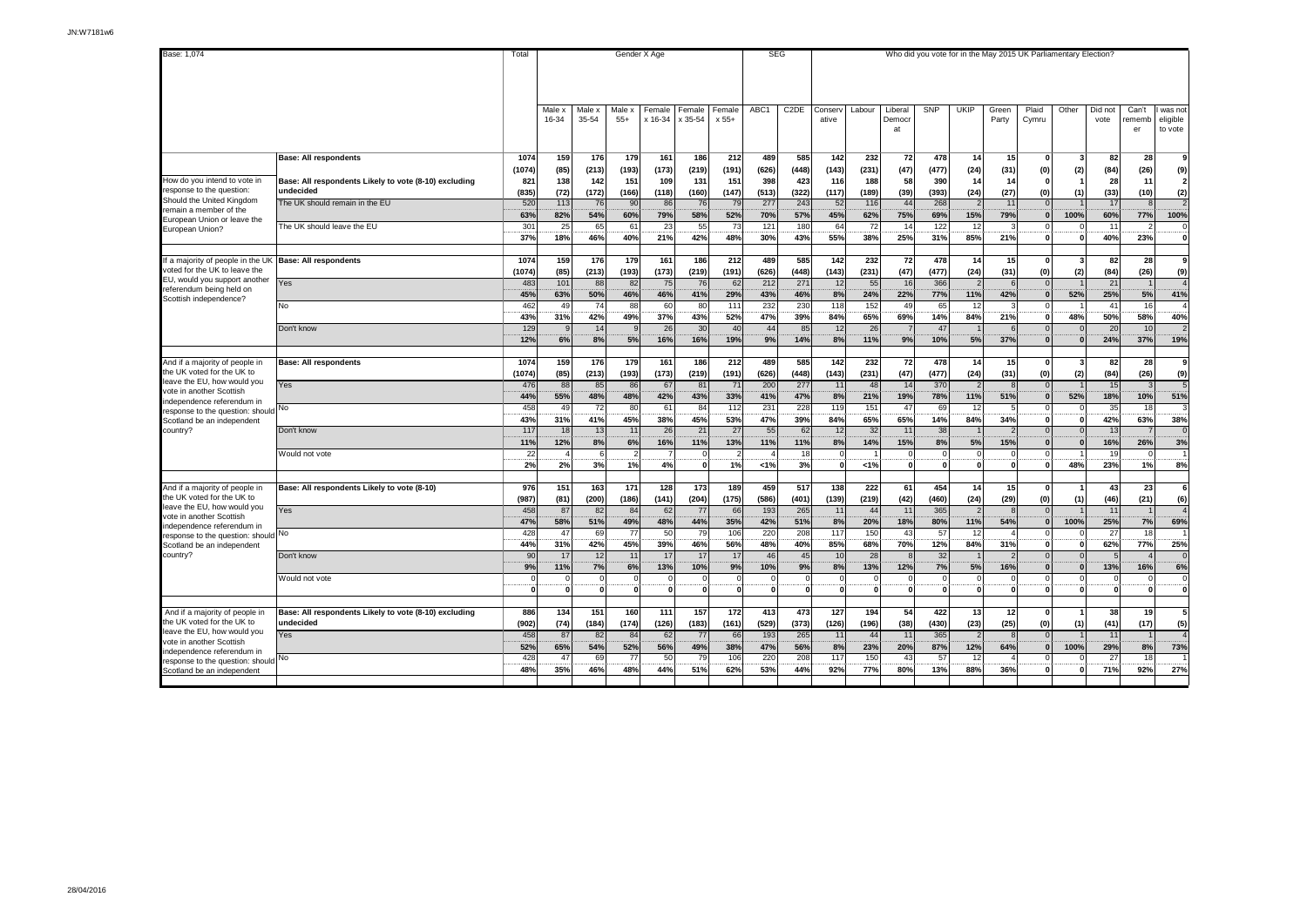Base: 1,074

| | | Total | Gender X Age | | | | | | SEG | | Who did you vote for in the May 2015 UK Parliamentary Election? | | | | | | | | | | | |
|---|---|---|---|---|---|---|---|---|---|---|---|---|---|---|---|---|---|---|---|---|---|
| | | | Male x 16-34 | Male x 35-54 | Male x 55+ | Female x 16-34 | Female x 35-54 | Female x 55+ | ABC1 | C2DE | Conservative | Labour | Liberal Democrat | SNP | UKIP | Green Party | Plaid Cymru | Other | Did not vote | Can't remember | I was not eligible to vote |
| | **Base: All respondents** | **1074** | **159** | **176** | **179** | **161** | **186** | **212** | **489** | **585** | **142** | **232** | **72** | **478** | **14** | **15** | **0** | **3** | **82** | **28** | **9** |
| | | **(1074)** | **(85)** | **(213)** | **(193)** | **(173)** | **(219)** | **(191)** | **(626)** | **(448)** | **(143)** | **(231)** | **(47)** | **(477)** | **(24)** | **(31)** | **(0)** | **(2)** | **(84)** | **(26)** | **(9)** |
| How do you intend to vote in response to the question: Should the United Kingdom remain a member of the European Union or leave the European Union? | **Base: All respondents Likely to vote (8-10) excluding undecided** | **821** | **138** | **142** | **151** | **109** | **131** | **151** | **398** | **423** | **116** | **188** | **58** | **390** | **14** | **14** | **0** | **1** | **28** | **11** | **2** |
| | | **(835)** | **(72)** | **(172)** | **(166)** | **(118)** | **(160)** | **(147)** | **(513)** | **(322)** | **(117)** | **(189)** | **(39)** | **(393)** | **(24)** | **(27)** | **(0)** | **(1)** | **(33)** | **(10)** | **(2)** |
| | The UK should remain in the EU | 520 | 113 | 76 | 90 | 86 | 76 | 79 | 277 | 243 | 52 | 116 | 44 | 268 | 2 | 11 | 0 | 1 | 17 | 8 | 2 |
| | | **63%** | **82%** | **54%** | **60%** | **79%** | **58%** | **52%** | **70%** | **57%** | **45%** | **62%** | **75%** | **69%** | **15%** | **79%** | **0** | **100%** | **60%** | **77%** | **100%** |
| | The UK should leave the EU | 301 | 25 | 65 | 61 | 23 | 55 | 73 | 121 | 180 | 64 | 72 | 14 | 122 | 12 | 3 | 0 | 0 | 11 | 2 | 0 |
| | | **37%** | **18%** | **46%** | **40%** | **21%** | **42%** | **48%** | **30%** | **43%** | **55%** | **38%** | **25%** | **31%** | **85%** | **21%** | **0** | **0** | **40%** | **23%** | **0** |
| If a majority of people in the UK voted for the UK to leave the EU, would you support another referendum being held on Scottish independence? | **Base: All respondents** | **1074** | **159** | **176** | **179** | **161** | **186** | **212** | **489** | **585** | **142** | **232** | **72** | **478** | **14** | **15** | **0** | **3** | **82** | **28** | **9** |
| | | **(1074)** | **(85)** | **(213)** | **(193)** | **(173)** | **(219)** | **(191)** | **(626)** | **(448)** | **(143)** | **(231)** | **(47)** | **(477)** | **(24)** | **(31)** | **(0)** | **(2)** | **(84)** | **(26)** | **(9)** |
| | Yes | 483 | 101 | 88 | 82 | 75 | 76 | 62 | 212 | 271 | 12 | 55 | 16 | 366 | 2 | 6 | 0 | 1 | 21 | 1 | 4 |
| | | **45%** | **63%** | **50%** | **46%** | **46%** | **41%** | **29%** | **43%** | **46%** | **8%** | **24%** | **22%** | **77%** | **11%** | **42%** | **0** | **52%** | **25%** | **5%** | **41%** |
| | No | 462 | 49 | 74 | 88 | 60 | 80 | 111 | 232 | 230 | 118 | 152 | 49 | 65 | 12 | 3 | 0 | 1 | 41 | 16 | 4 |
| | | **43%** | **31%** | **42%** | **49%** | **37%** | **43%** | **52%** | **47%** | **39%** | **84%** | **65%** | **69%** | **14%** | **84%** | **21%** | **0** | **48%** | **50%** | **58%** | **40%** |
| | Don't know | 129 | 9 | 14 | 9 | 26 | 30 | 40 | 44 | 85 | 12 | 26 | 7 | 47 | 1 | 6 | 0 | 0 | 20 | 10 | 2 |
| | | **12%** | **6%** | **8%** | **5%** | **16%** | **16%** | **19%** | **9%** | **14%** | **8%** | **11%** | **9%** | **10%** | **5%** | **37%** | **0** | **0** | **24%** | **37%** | **19%** |
| And if a majority of people in the UK voted for the UK to leave the EU, how would you vote in another Scottish independence referendum in response to the question: should Scotland be an independent country? | **Base: All respondents** | **1074** | **159** | **176** | **179** | **161** | **186** | **212** | **489** | **585** | **142** | **232** | **72** | **478** | **14** | **15** | **0** | **3** | **82** | **28** | **9** |
| | | **(1074)** | **(85)** | **(213)** | **(193)** | **(173)** | **(219)** | **(191)** | **(626)** | **(448)** | **(143)** | **(231)** | **(47)** | **(477)** | **(24)** | **(31)** | **(0)** | **(2)** | **(84)** | **(26)** | **(9)** |
| | Yes | 476 | 88 | 85 | 86 | 67 | 81 | 71 | 200 | 277 | 11 | 48 | 14 | 370 | 2 | 8 | 0 | 1 | 15 | 3 | 5 |
| | | **44%** | **55%** | **48%** | **48%** | **42%** | **43%** | **33%** | **41%** | **47%** | **8%** | **21%** | **19%** | **78%** | **11%** | **51%** | **0** | **52%** | **18%** | **10%** | **51%** |
| | No | 458 | 49 | 72 | 80 | 61 | 84 | 112 | 231 | 228 | 119 | 151 | 47 | 69 | 12 | 5 | 0 | 0 | 35 | 18 | 3 |
| | | **43%** | **31%** | **41%** | **45%** | **38%** | **45%** | **53%** | **47%** | **39%** | **84%** | **65%** | **65%** | **14%** | **84%** | **34%** | **0** | **0** | **42%** | **63%** | **38%** |
| | Don't know | 117 | 18 | 13 | 11 | 26 | 21 | 27 | 55 | 62 | 12 | 32 | 11 | 38 | 1 | 2 | 0 | 0 | 13 | 7 | 0 |
| | | **11%** | **12%** | **8%** | **6%** | **16%** | **11%** | **13%** | **11%** | **11%** | **8%** | **14%** | **15%** | **8%** | **5%** | **15%** | **0** | **0** | **16%** | **26%** | **3%** |
| | Would not vote | 22 | 4 | 6 | 2 | 7 | 0 | 2 | 4 | 18 | 0 | 1 | 0 | 0 | 0 | 0 | 0 | 1 | 19 | 0 | 1 |
| | | **2%** | **2%** | **3%** | **1%** | **4%** | **0** | **1%** | **<1%** | **3%** | **0** | **<1%** | **0** | **0** | **0** | **0** | **0** | **48%** | **23%** | **1%** | **8%** |
| And if a majority of people in the UK voted for the UK to leave the EU, how would you vote in another Scottish independence referendum in response to the question: should Scotland be an independent country? | **Base: All respondents Likely to vote (8-10)** | **976** | **151** | **163** | **171** | **128** | **173** | **189** | **459** | **517** | **138** | **222** | **61** | **454** | **14** | **15** | **0** | **1** | **43** | **23** | **6** |
| | | **(987)** | **(81)** | **(200)** | **(186)** | **(141)** | **(204)** | **(175)** | **(586)** | **(401)** | **(139)** | **(219)** | **(42)** | **(460)** | **(24)** | **(29)** | **(0)** | **(1)** | **(46)** | **(21)** | **(6)** |
| | Yes | 458 | 87 | 82 | 84 | 62 | 77 | 66 | 193 | 265 | 11 | 44 | 11 | 365 | 2 | 8 | 0 | 1 | 11 | 1 | 4 |
| | | **47%** | **58%** | **51%** | **49%** | **48%** | **44%** | **35%** | **42%** | **51%** | **8%** | **20%** | **18%** | **80%** | **11%** | **54%** | **0** | **100%** | **25%** | **7%** | **69%** |
| | No | 428 | 47 | 69 | 77 | 50 | 79 | 106 | 220 | 208 | 117 | 150 | 43 | 57 | 12 | 4 | 0 | 0 | 27 | 18 | 1 |
| | | **44%** | **31%** | **42%** | **45%** | **39%** | **46%** | **56%** | **48%** | **40%** | **85%** | **68%** | **70%** | **12%** | **84%** | **31%** | **0** | **0** | **62%** | **77%** | **25%** |
| | Don't know | 90 | 17 | 12 | 11 | 17 | 17 | 17 | 46 | 45 | 10 | 28 | 8 | 32 | 1 | 2 | 0 | 0 | 5 | 4 | 0 |
| | | **9%** | **11%** | **7%** | **6%** | **13%** | **10%** | **9%** | **10%** | **9%** | **8%** | **13%** | **12%** | **7%** | **5%** | **16%** | **0** | **0** | **13%** | **16%** | **6%** |
| | Would not vote | 0 | 0 | 0 | 0 | 0 | 0 | 0 | 0 | 0 | 0 | 0 | 0 | 0 | 0 | 0 | 0 | 0 | 0 | 0 | 0 |
| | | **0** | **0** | **0** | **0** | **0** | **0** | **0** | **0** | **0** | **0** | **0** | **0** | **0** | **0** | **0** | **0** | **0** | **0** | **0** | **0** |
| And if a majority of people in the UK voted for the UK to leave the EU, how would you vote in another Scottish independence referendum in response to the question: should Scotland be an independent | **Base: All respondents Likely to vote (8-10) excluding undecided** | **886** | **134** | **151** | **160** | **111** | **157** | **172** | **413** | **473** | **127** | **194** | **54** | **422** | **13** | **12** | **0** | **1** | **38** | **19** | **5** |
| | | **(902)** | **(74)** | **(184)** | **(174)** | **(126)** | **(183)** | **(161)** | **(529)** | **(373)** | **(126)** | **(196)** | **(38)** | **(430)** | **(23)** | **(25)** | **(0)** | **(1)** | **(41)** | **(17)** | **(5)** |
| | Yes | 458 | 87 | 82 | 84 | 62 | 77 | 66 | 193 | 265 | 11 | 44 | 11 | 365 | 2 | 8 | 0 | 1 | 11 | 1 | 4 |
| | | **52%** | **65%** | **54%** | **52%** | **56%** | **49%** | **38%** | **47%** | **56%** | **8%** | **23%** | **20%** | **87%** | **12%** | **64%** | **0** | **100%** | **29%** | **8%** | **73%** |
| | No | 428 | 47 | 69 | 77 | 50 | 79 | 106 | 220 | 208 | 117 | 150 | 43 | 57 | 12 | 4 | 0 | 0 | 27 | 18 | 1 |
| | | **48%** | **35%** | **46%** | **48%** | **44%** | **51%** | **62%** | **53%** | **44%** | **92%** | **77%** | **80%** | **13%** | **88%** | **36%** | **0** | **0** | **71%** | **92%** | **27%** |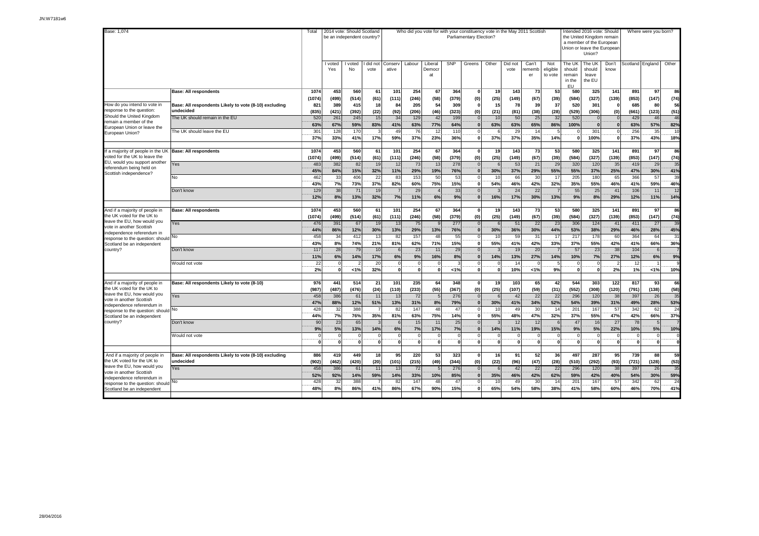JN:W7181w6

| Base: 1,074 | | Total | 2014 vote: Should Scotland be an independent country? | | | Who did you vote for with your constituency vote in the May 2011 Scottish Parliamentary Election? | | | | | | | | | Intended 2016 vote: Should the United Kingdom remain a member of the European Union or leave the European Union? | | | Where were you born? | | |
|---|---|---|---|---|---|---|---|---|---|---|---|---|---|---|---|---|---|---|---|---|
| | | | I voted Yes | I voted No | I did not vote | Conservative | Labour | Liberal Democrat | SNP | Greens | Other | Did not vote | Can't remember | Not eligible to vote | The UK should remain in the EU | The UK should leave the EU | Don't know | Scotland | England | Other |
| | **Base: All respondents** | **1074** | **453** | **560** | **61** | **101** | **254** | **67** | **364** | **0** | **19** | **143** | **73** | **53** | **580** | **325** | **141** | **891** | **97** | **86** |
| | | **(1074)** | **(499)** | **(514)** | **(61)** | **(111)** | **(246)** | **(58)** | **(379)** | **(0)** | **(25)** | **(149)** | **(67)** | **(39)** | **(584)** | **(327)** | **(139)** | **(853)** | **(147)** | **(74)** |
| How do you intend to vote in response to the question: Should the United Kingdom remain a member of the European Union or leave the European Union? | **Base: All respondents Likely to vote (8-10) excluding undecided** | **821** | **389** | **415** | **18** | **84** | **205** | **54** | **309** | **0** | **15** | **78** | **39** | **37** | **520** | **301** | **0** | **685** | **80** | **56** |
| | | **(835)** | **(421)** | **(392)** | **(22)** | **(92)** | **(206)** | **(46)** | **(323)** | **(0)** | **(21)** | **(81)** | **(38)** | **(28)** | **(529)** | **(306)** | **(0)** | **(661)** | **(123)** | **(51)** |
| | The UK should remain in the EU | 520 | 261 | 245 | 15 | 34 | 129 | 42 | 199 | 0 | 10 | 50 | 25 | 32 | 520 | 0 | 0 | 429 | 46 | 46 |
| | | **63%** | **67%** | **59%** | **83%** | **41%** | **63%** | **77%** | **64%** | **0** | **63%** | **63%** | **65%** | **86%** | **100%** | **0** | **0** | **63%** | **57%** | **82%** |
| | The UK should leave the EU | 301 | 128 | 170 | 3 | 49 | 76 | 12 | 110 | 0 | 6 | 29 | 14 | 5 | 0 | 301 | 0 | 256 | 35 | 10 |
| | | **37%** | **33%** | **41%** | **17%** | **59%** | **37%** | **23%** | **36%** | **0** | **37%** | **37%** | **35%** | **14%** | **0** | **100%** | **0** | **37%** | **43%** | **18%** |
| If a majority of people in the UK voted for the UK to leave the EU, would you support another referendum being held on Scottish independence? | **Base: All respondents** | **1074** | **453** | **560** | **61** | **101** | **254** | **67** | **364** | **0** | **19** | **143** | **73** | **53** | **580** | **325** | **141** | **891** | **97** | **86** |
| | | **(1074)** | **(499)** | **(514)** | **(61)** | **(111)** | **(246)** | **(58)** | **(379)** | **(0)** | **(25)** | **(149)** | **(67)** | **(39)** | **(584)** | **(327)** | **(139)** | **(853)** | **(147)** | **(74)** |
| | Yes | 483 | 382 | 82 | 19 | 12 | 73 | 13 | 278 | 0 | 6 | 53 | 21 | 29 | 320 | 120 | 35 | 419 | 29 | 35 |
| | | **45%** | **84%** | **15%** | **32%** | **11%** | **29%** | **19%** | **76%** | **0** | **30%** | **37%** | **29%** | **55%** | **55%** | **37%** | **25%** | **47%** | **30%** | **41%** |
| | No | 462 | 33 | 406 | 22 | 83 | 153 | 50 | 53 | 0 | 10 | 66 | 30 | 17 | 205 | 180 | 65 | 366 | 57 | 39 |
| | | **43%** | **7%** | **73%** | **37%** | **82%** | **60%** | **75%** | **15%** | **0** | **54%** | **46%** | **42%** | **32%** | **35%** | **55%** | **46%** | **41%** | **59%** | **46%** |
| | Don't know | 129 | 38 | 71 | 19 | 7 | 29 | 4 | 33 | 0 | 3 | 24 | 22 | 7 | 55 | 25 | 41 | 106 | 11 | 12 |
| | | **12%** | **8%** | **13%** | **32%** | **7%** | **11%** | **6%** | **9%** | **0** | **16%** | **17%** | **30%** | **13%** | **9%** | **8%** | **29%** | **12%** | **11%** | **14%** |
| And if a majority of people in the UK voted for the UK to leave the EU, how would you vote in another Scottish independence referendum in response to the question: should Scotland be an independent country? | **Base: All respondents** | **1074** | **453** | **560** | **61** | **101** | **254** | **67** | **364** | **0** | **19** | **143** | **73** | **53** | **580** | **325** | **141** | **891** | **97** | **86** |
| | | **(1074)** | **(499)** | **(514)** | **(61)** | **(111)** | **(246)** | **(58)** | **(379)** | **(0)** | **(25)** | **(149)** | **(67)** | **(39)** | **(584)** | **(327)** | **(139)** | **(853)** | **(147)** | **(74)** |
| | Yes | 476 | 391 | 67 | 19 | 13 | 75 | 9 | 277 | 0 | 6 | 51 | 22 | 23 | 306 | 124 | 41 | 411 | 27 | 39 |
| | | **44%** | **86%** | **12%** | **30%** | **13%** | **29%** | **13%** | **76%** | **0** | **30%** | **36%** | **30%** | **44%** | **53%** | **38%** | **29%** | **46%** | **28%** | **45%** |
| | No | 458 | 34 | 412 | 13 | 82 | 157 | 48 | 55 | 0 | 10 | 59 | 31 | 17 | 217 | 178 | 60 | 364 | 64 | 31 |
| | | **43%** | **8%** | **74%** | **21%** | **81%** | **62%** | **71%** | **15%** | **0** | **55%** | **41%** | **42%** | **33%** | **37%** | **55%** | **42%** | **41%** | **66%** | **36%** |
| | Don't know | 117 | 28 | 79 | 10 | 6 | 23 | 11 | 29 | 0 | 3 | 19 | 20 | 7 | 57 | 23 | 38 | 104 | 6 | 7 |
| | | **11%** | **6%** | **14%** | **17%** | **6%** | **9%** | **16%** | **8%** | **0** | **14%** | **13%** | **27%** | **14%** | **10%** | **7%** | **27%** | **12%** | **6%** | **9%** |
| | Would not vote | 22 | 0 | 2 | 20 | 0 | 0 | 0 | 3 | 0 | 0 | 14 | 0 | 5 | 0 | 0 | 2 | 12 | 1 | 9 |
| | | **2%** | **0** | **<1%** | **32%** | **0** | **0** | **0** | **<1%** | **0** | **0** | **10%** | **<1%** | **9%** | **0** | **0** | **2%** | **1%** | **<1%** | **10%** |
| And if a majority of people in the UK voted for the UK to leave the EU, how would you vote in another Scottish independence referendum in response to the question: should Scotland be an independent country? | **Base: All respondents Likely to vote (8-10)** | **976** | **441** | **514** | **21** | **101** | **235** | **64** | **348** | **0** | **19** | **103** | **65** | **42** | **544** | **303** | **122** | **817** | **93** | **66** |
| | | **(987)** | **(487)** | **(476)** | **(24)** | **(110)** | **(233)** | **(55)** | **(367)** | **(0)** | **(25)** | **(107)** | **(59)** | **(31)** | **(552)** | **(308)** | **(120)** | **(791)** | **(138)** | **(58)** |
| | Yes | 458 | 386 | 61 | 11 | 13 | 72 | 5 | 276 | 0 | 6 | 42 | 22 | 22 | 296 | 120 | 38 | 397 | 26 | 35 |
| | | **47%** | **88%** | **12%** | **51%** | **13%** | **31%** | **8%** | **79%** | **0** | **30%** | **41%** | **34%** | **52%** | **54%** | **39%** | **31%** | **49%** | **28%** | **53%** |
| | No | 428 | 32 | 388 | 7 | 82 | 147 | 48 | 47 | 0 | 10 | 49 | 30 | 14 | 201 | 167 | 57 | 342 | 62 | 24 |
| | | **44%** | **7%** | **76%** | **35%** | **81%** | **63%** | **75%** | **14%** | **0** | **55%** | **48%** | **47%** | **32%** | **37%** | **55%** | **47%** | **42%** | **66%** | **37%** |
| | Don't know | 90 | 23 | 65 | 3 | 6 | 15 | 11 | 25 | 0 | 3 | 12 | 12 | 6 | 47 | 16 | 27 | 78 | 5 | 7 |
| | | **9%** | **5%** | **13%** | **14%** | **6%** | **7%** | **17%** | **7%** | **0** | **14%** | **11%** | **19%** | **15%** | **9%** | **5%** | **22%** | **10%** | **5%** | **10%** |
| | Would not vote | 0 | 0 | 0 | 0 | 0 | 0 | 0 | 0 | 0 | 0 | 0 | 0 | 0 | 0 | 0 | 0 | 0 | 0 | 0 |
| | | **0** | **0** | **0** | **0** | **0** | **0** | **0** | **0** | **0** | **0** | **0** | **0** | **0** | **0** | **0** | **0** | **0** | **0** | **0** |
| And if a majority of people in the UK voted for the UK to leave the EU, how would you vote in another Scottish independence referendum in response to the question: should Scotland be an independent | **Base: All respondents Likely to vote (8-10) excluding undecided** | **886** | **419** | **449** | **18** | **95** | **220** | **53** | **323** | **0** | **16** | **91** | **52** | **36** | **497** | **287** | **95** | **739** | **88** | **59** |
| | | **(902)** | **(462)** | **(420)** | **(20)** | **(101)** | **(215)** | **(49)** | **(344)** | **(0)** | **(22)** | **(96)** | **(47)** | **(28)** | **(510)** | **(292)** | **(93)** | **(721)** | **(128)** | **(53)** |
| | Yes | 458 | 386 | 61 | 11 | 13 | 72 | 5 | 276 | 0 | 6 | 42 | 22 | 22 | 296 | 120 | 38 | 397 | 26 | 35 |
| | | **52%** | **92%** | **14%** | **59%** | **14%** | **33%** | **10%** | **85%** | **0** | **35%** | **46%** | **42%** | **62%** | **59%** | **42%** | **40%** | **54%** | **30%** | **59%** |
| | No | 428 | 32 | 388 | 7 | 82 | 147 | 48 | 47 | 0 | 10 | 49 | 30 | 14 | 201 | 167 | 57 | 342 | 62 | 24 |
| | | **48%** | **8%** | **86%** | **41%** | **86%** | **67%** | **90%** | **15%** | **0** | **65%** | **54%** | **58%** | **38%** | **41%** | **58%** | **60%** | **46%** | **70%** | **41%** |

28/04/2016